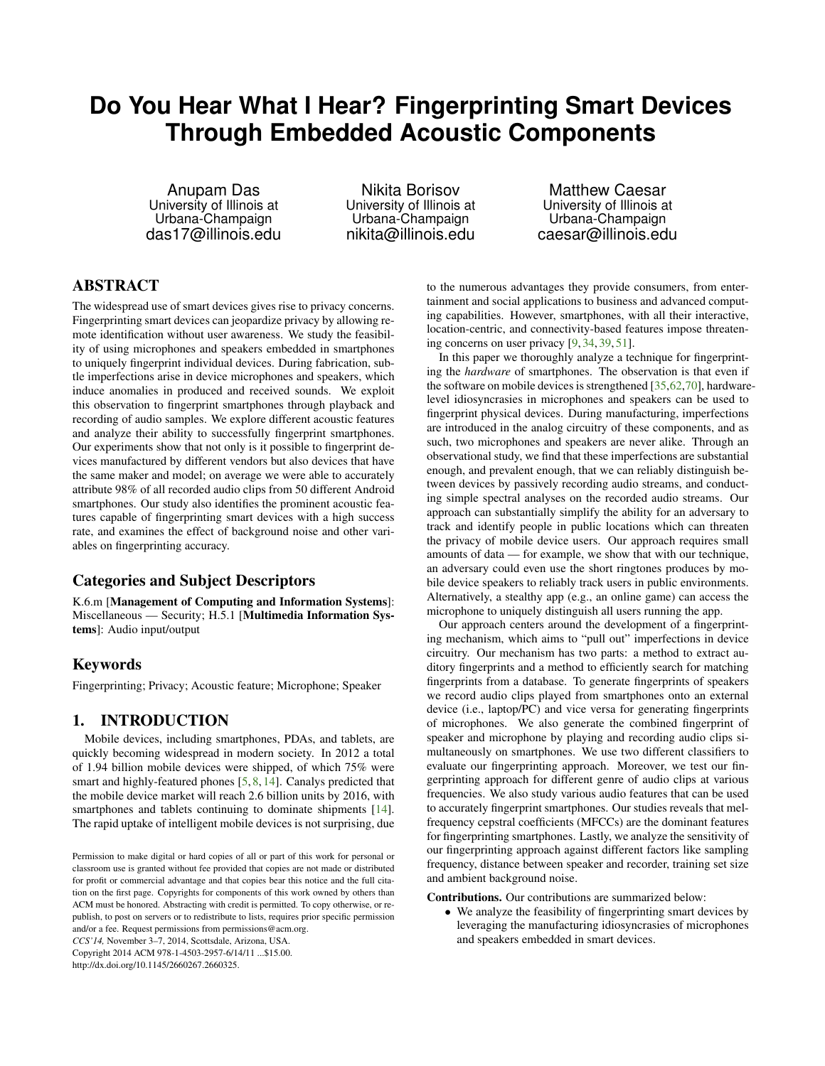# Do You Hear What I Hear? Fingerprinting Smart Devices Through Embedded Acoustic Components

Anupam Das
University of Illinois at Urbana-Champaign
das17@illinois.edu

Nikita Borisov
University of Illinois at Urbana-Champaign
nikita@illinois.edu

Matthew Caesar
University of Illinois at Urbana-Champaign
caesar@illinois.edu

## ABSTRACT

The widespread use of smart devices gives rise to privacy concerns. Fingerprinting smart devices can jeopardize privacy by allowing remote identification without user awareness. We study the feasibility of using microphones and speakers embedded in smartphones to uniquely fingerprint individual devices. During fabrication, subtle imperfections arise in device microphones and speakers, which induce anomalies in produced and received sounds. We exploit this observation to fingerprint smartphones through playback and recording of audio samples. We explore different acoustic features and analyze their ability to successfully fingerprint smartphones. Our experiments show that not only is it possible to fingerprint devices manufactured by different vendors but also devices that have the same maker and model; on average we were able to accurately attribute 98% of all recorded audio clips from 50 different Android smartphones. Our study also identifies the prominent acoustic features capable of fingerprinting smart devices with a high success rate, and examines the effect of background noise and other variables on fingerprinting accuracy.

### Categories and Subject Descriptors

K.6.m [**Management of Computing and Information Systems**]: Miscellaneous — Security; H.5.1 [**Multimedia Information Systems**]: Audio input/output

### Keywords

Fingerprinting; Privacy; Acoustic feature; Microphone; Speaker

## 1. INTRODUCTION

Mobile devices, including smartphones, PDAs, and tablets, are quickly becoming widespread in modern society. In 2012 a total of 1.94 billion mobile devices were shipped, of which 75% were smart and highly-featured phones [5,8,14]. Canalys predicted that the mobile device market will reach 2.6 billion units by 2016, with smartphones and tablets continuing to dominate shipments [14]. The rapid uptake of intelligent mobile devices is not surprising, due to the numerous advantages they provide consumers, from entertainment and social applications to business and advanced computing capabilities. However, smartphones, with all their interactive, location-centric, and connectivity-based features impose threatening concerns on user privacy [9,34,39,51].

In this paper we thoroughly analyze a technique for fingerprinting the *hardware* of smartphones. The observation is that even if the software on mobile devices is strengthened [35,62,70], hardware-level idiosyncrasies in microphones and speakers can be used to fingerprint physical devices. During manufacturing, imperfections are introduced in the analog circuitry of these components, and as such, two microphones and speakers are never alike. Through an observational study, we find that these imperfections are substantial enough, and prevalent enough, that we can reliably distinguish between devices by passively recording audio streams, and conducting simple spectral analyses on the recorded audio streams. Our approach can substantially simplify the ability for an adversary to track and identify people in public locations which can threaten the privacy of mobile device users. Our approach requires small amounts of data — for example, we show that with our technique, an adversary could even use the short ringtones produces by mobile device speakers to reliably track users in public environments. Alternatively, a stealthy app (e.g., an online game) can access the microphone to uniquely distinguish all users running the app.

Our approach centers around the development of a fingerprinting mechanism, which aims to "pull out" imperfections in device circuitry. Our mechanism has two parts: a method to extract auditory fingerprints and a method to efficiently search for matching fingerprints from a database. To generate fingerprints of speakers we record audio clips played from smartphones onto an external device (i.e., laptop/PC) and vice versa for generating fingerprints of microphones. We also generate the combined fingerprint of speaker and microphone by playing and recording audio clips simultaneously on smartphones. We use two different classifiers to evaluate our fingerprinting approach. Moreover, we test our fingerprinting approach for different genre of audio clips at various frequencies. We also study various audio features that can be used to accurately fingerprint smartphones. Our studies reveals that mel-frequency cepstral coefficients (MFCCs) are the dominant features for fingerprinting smartphones. Lastly, we analyze the sensitivity of our fingerprinting approach against different factors like sampling frequency, distance between speaker and recorder, training set size and ambient background noise.

**Contributions.** Our contributions are summarized below:

- We analyze the feasibility of fingerprinting smart devices by leveraging the manufacturing idiosyncrasies of microphones and speakers embedded in smart devices.

Permission to make digital or hard copies of all or part of this work for personal or classroom use is granted without fee provided that copies are not made or distributed for profit or commercial advantage and that copies bear this notice and the full citation on the first page. Copyrights for components of this work owned by others than ACM must be honored. Abstracting with credit is permitted. To copy otherwise, or republish, to post on servers or to redistribute to lists, requires prior specific permission and/or a fee. Request permissions from permissions@acm.org.
*CCS'14,* November 3–7, 2014, Scottsdale, Arizona, USA.
Copyright 2014 ACM 978-1-4503-2957-6/14/11 ...$15.00.
http://dx.doi.org/10.1145/2660267.2660325.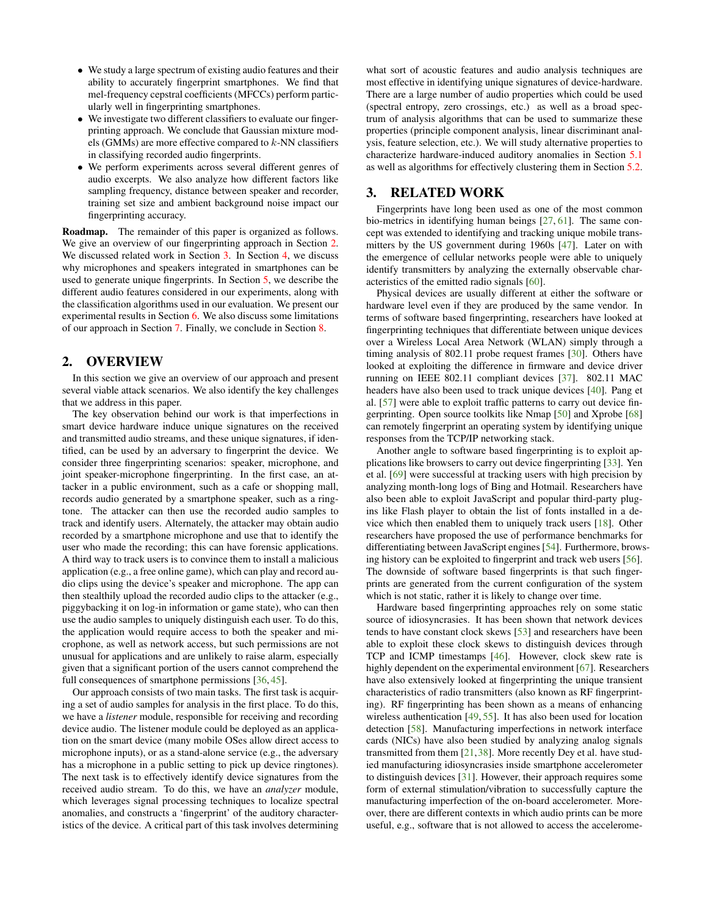- We study a large spectrum of existing audio features and their ability to accurately fingerprint smartphones. We find that mel-frequency cepstral coefficients (MFCCs) perform particularly well in fingerprinting smartphones.
- We investigate two different classifiers to evaluate our fingerprinting approach. We conclude that Gaussian mixture models (GMMs) are more effective compared to $k$-NN classifiers in classifying recorded audio fingerprints.
- We perform experiments across several different genres of audio excerpts. We also analyze how different factors like sampling frequency, distance between speaker and recorder, training set size and ambient background noise impact our fingerprinting accuracy.

**Roadmap.** The remainder of this paper is organized as follows. We give an overview of our fingerprinting approach in Section 2. We discussed related work in Section 3. In Section 4, we discuss why microphones and speakers integrated in smartphones can be used to generate unique fingerprints. In Section 5, we describe the different audio features considered in our experiments, along with the classification algorithms used in our evaluation. We present our experimental results in Section 6. We also discuss some limitations of our approach in Section 7. Finally, we conclude in Section 8.

## 2. OVERVIEW

In this section we give an overview of our approach and present several viable attack scenarios. We also identify the key challenges that we address in this paper.

The key observation behind our work is that imperfections in smart device hardware induce unique signatures on the received and transmitted audio streams, and these unique signatures, if identified, can be used by an adversary to fingerprint the device. We consider three fingerprinting scenarios: speaker, microphone, and joint speaker-microphone fingerprinting. In the first case, an attacker in a public environment, such as a cafe or shopping mall, records audio generated by a smartphone speaker, such as a ringtone. The attacker can then use the recorded audio samples to track and identify users. Alternately, the attacker may obtain audio recorded by a smartphone microphone and use that to identify the user who made the recording; this can have forensic applications. A third way to track users is to convince them to install a malicious application (e.g., a free online game), which can play and record audio clips using the device's speaker and microphone. The app can then stealthily upload the recorded audio clips to the attacker (e.g., piggybacking it on log-in information or game state), who can then use the audio samples to uniquely distinguish each user. To do this, the application would require access to both the speaker and microphone, as well as network access, but such permissions are not unusual for applications and are unlikely to raise alarm, especially given that a significant portion of the users cannot comprehend the full consequences of smartphone permissions [36, 45].

Our approach consists of two main tasks. The first task is acquiring a set of audio samples for analysis in the first place. To do this, we have a *listener* module, responsible for receiving and recording device audio. The listener module could be deployed as an application on the smart device (many mobile OSes allow direct access to microphone inputs), or as a stand-alone service (e.g., the adversary has a microphone in a public setting to pick up device ringtones). The next task is to effectively identify device signatures from the received audio stream. To do this, we have an *analyzer* module, which leverages signal processing techniques to localize spectral anomalies, and constructs a 'fingerprint' of the auditory characteristics of the device. A critical part of this task involves determining what sort of acoustic features and audio analysis techniques are most effective in identifying unique signatures of device-hardware. There are a large number of audio properties which could be used (spectral entropy, zero crossings, etc.) as well as a broad spectrum of analysis algorithms that can be used to summarize these properties (principle component analysis, linear discriminant analysis, feature selection, etc.). We will study alternative properties to characterize hardware-induced auditory anomalies in Section 5.1 as well as algorithms for effectively clustering them in Section 5.2.

## 3. RELATED WORK

Fingerprints have long been used as one of the most common bio-metrics in identifying human beings [27, 61]. The same concept was extended to identifying and tracking unique mobile transmitters by the US government during 1960s [47]. Later on with the emergence of cellular networks people were able to uniquely identify transmitters by analyzing the externally observable characteristics of the emitted radio signals [60].

Physical devices are usually different at either the software or hardware level even if they are produced by the same vendor. In terms of software based fingerprinting, researchers have looked at fingerprinting techniques that differentiate between unique devices over a Wireless Local Area Network (WLAN) simply through a timing analysis of 802.11 probe request frames [30]. Others have looked at exploiting the difference in firmware and device driver running on IEEE 802.11 compliant devices [37]. 802.11 MAC headers have also been used to track unique devices [40]. Pang et al. [57] were able to exploit traffic patterns to carry out device fingerprinting. Open source toolkits like Nmap [50] and Xprobe [68] can remotely fingerprint an operating system by identifying unique responses from the TCP/IP networking stack.

Another angle to software based fingerprinting is to exploit applications like browsers to carry out device fingerprinting [33]. Yen et al. [69] were successful at tracking users with high precision by analyzing month-long logs of Bing and Hotmail. Researchers have also been able to exploit JavaScript and popular third-party plugins like Flash player to obtain the list of fonts installed in a device which then enabled them to uniquely track users [18]. Other researchers have proposed the use of performance benchmarks for differentiating between JavaScript engines [54]. Furthermore, browsing history can be exploited to fingerprint and track web users [56]. The downside of software based fingerprints is that such fingerprints are generated from the current configuration of the system which is not static, rather it is likely to change over time.

Hardware based fingerprinting approaches rely on some static source of idiosyncrasies. It has been shown that network devices tends to have constant clock skews [53] and researchers have been able to exploit these clock skews to distinguish devices through TCP and ICMP timestamps [46]. However, clock skew rate is highly dependent on the experimental environment [67]. Researchers have also extensively looked at fingerprinting the unique transient characteristics of radio transmitters (also known as RF fingerprinting). RF fingerprinting has been shown as a means of enhancing wireless authentication [49, 55]. It has also been used for location detection [58]. Manufacturing imperfections in network interface cards (NICs) have also been studied by analyzing analog signals transmitted from them [21, 38]. More recently Dey et al. have studied manufacturing idiosyncrasies inside smartphone accelerometer to distinguish devices [31]. However, their approach requires some form of external stimulation/vibration to successfully capture the manufacturing imperfection of the on-board accelerometer. Moreover, there are different contexts in which audio prints can be more useful, e.g., software that is not allowed to access the accelerome-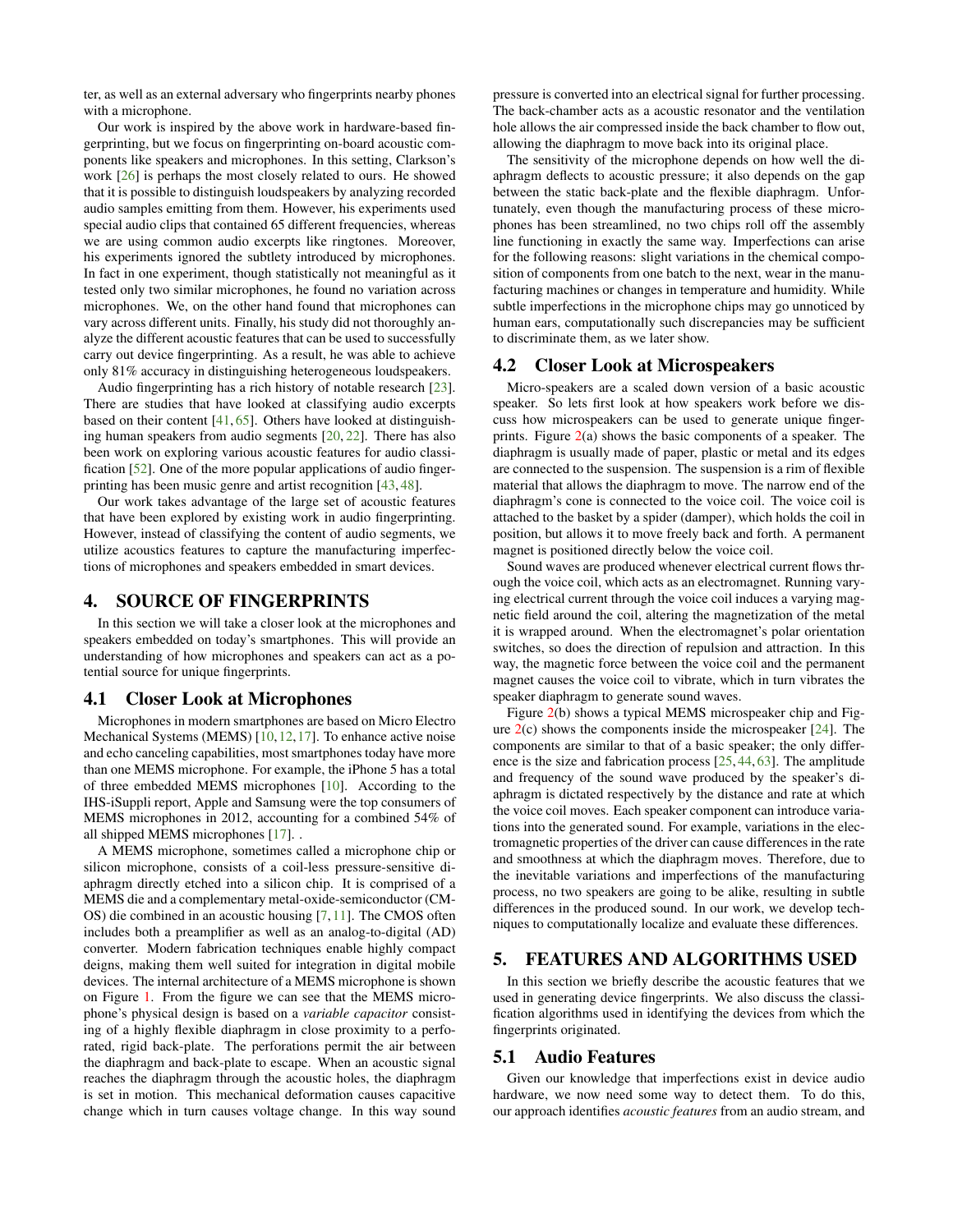ter, as well as an external adversary who fingerprints nearby phones with a microphone.

Our work is inspired by the above work in hardware-based fingerprinting, but we focus on fingerprinting on-board acoustic components like speakers and microphones. In this setting, Clarkson's work [26] is perhaps the most closely related to ours. He showed that it is possible to distinguish loudspeakers by analyzing recorded audio samples emitting from them. However, his experiments used special audio clips that contained 65 different frequencies, whereas we are using common audio excerpts like ringtones. Moreover, his experiments ignored the subtlety introduced by microphones. In fact in one experiment, though statistically not meaningful as it tested only two similar microphones, he found no variation across microphones. We, on the other hand found that microphones can vary across different units. Finally, his study did not thoroughly analyze the different acoustic features that can be used to successfully carry out device fingerprinting. As a result, he was able to achieve only 81% accuracy in distinguishing heterogeneous loudspeakers.

Audio fingerprinting has a rich history of notable research [23]. There are studies that have looked at classifying audio excerpts based on their content [41, 65]. Others have looked at distinguishing human speakers from audio segments [20, 22]. There has also been work on exploring various acoustic features for audio classification [52]. One of the more popular applications of audio fingerprinting has been music genre and artist recognition [43, 48].

Our work takes advantage of the large set of acoustic features that have been explored by existing work in audio fingerprinting. However, instead of classifying the content of audio segments, we utilize acoustics features to capture the manufacturing imperfections of microphones and speakers embedded in smart devices.

## 4. SOURCE OF FINGERPRINTS

In this section we will take a closer look at the microphones and speakers embedded on today's smartphones. This will provide an understanding of how microphones and speakers can act as a potential source for unique fingerprints.

### 4.1 Closer Look at Microphones

Microphones in modern smartphones are based on Micro Electro Mechanical Systems (MEMS) [10, 12, 17]. To enhance active noise and echo canceling capabilities, most smartphones today have more than one MEMS microphone. For example, the iPhone 5 has a total of three embedded MEMS microphones [10]. According to the IHS-iSuppli report, Apple and Samsung were the top consumers of MEMS microphones in 2012, accounting for a combined 54% of all shipped MEMS microphones [17]. .

A MEMS microphone, sometimes called a microphone chip or silicon microphone, consists of a coil-less pressure-sensitive diaphragm directly etched into a silicon chip. It is comprised of a MEMS die and a complementary metal-oxide-semiconductor (CMOS) die combined in an acoustic housing [7, 11]. The CMOS often includes both a preamplifier as well as an analog-to-digital (AD) converter. Modern fabrication techniques enable highly compact deigns, making them well suited for integration in digital mobile devices. The internal architecture of a MEMS microphone is shown on Figure 1. From the figure we can see that the MEMS microphone's physical design is based on a *variable capacitor* consisting of a highly flexible diaphragm in close proximity to a perforated, rigid back-plate. The perforations permit the air between the diaphragm and back-plate to escape. When an acoustic signal reaches the diaphragm through the acoustic holes, the diaphragm is set in motion. This mechanical deformation causes capacitive change which in turn causes voltage change. In this way sound pressure is converted into an electrical signal for further processing. The back-chamber acts as a acoustic resonator and the ventilation hole allows the air compressed inside the back chamber to flow out, allowing the diaphragm to move back into its original place.

The sensitivity of the microphone depends on how well the diaphragm deflects to acoustic pressure; it also depends on the gap between the static back-plate and the flexible diaphragm. Unfortunately, even though the manufacturing process of these microphones has been streamlined, no two chips roll off the assembly line functioning in exactly the same way. Imperfections can arise for the following reasons: slight variations in the chemical composition of components from one batch to the next, wear in the manufacturing machines or changes in temperature and humidity. While subtle imperfections in the microphone chips may go unnoticed by human ears, computationally such discrepancies may be sufficient to discriminate them, as we later show.

### 4.2 Closer Look at Microspeakers

Micro-speakers are a scaled down version of a basic acoustic speaker. So lets first look at how speakers work before we discuss how microspeakers can be used to generate unique fingerprints. Figure 2(a) shows the basic components of a speaker. The diaphragm is usually made of paper, plastic or metal and its edges are connected to the suspension. The suspension is a rim of flexible material that allows the diaphragm to move. The narrow end of the diaphragm's cone is connected to the voice coil. The voice coil is attached to the basket by a spider (damper), which holds the coil in position, but allows it to move freely back and forth. A permanent magnet is positioned directly below the voice coil.

Sound waves are produced whenever electrical current flows through the voice coil, which acts as an electromagnet. Running varying electrical current through the voice coil induces a varying magnetic field around the coil, altering the magnetization of the metal it is wrapped around. When the electromagnet's polar orientation switches, so does the direction of repulsion and attraction. In this way, the magnetic force between the voice coil and the permanent magnet causes the voice coil to vibrate, which in turn vibrates the speaker diaphragm to generate sound waves.

Figure 2(b) shows a typical MEMS microspeaker chip and Figure 2(c) shows the components inside the microspeaker [24]. The components are similar to that of a basic speaker; the only difference is the size and fabrication process [25, 44, 63]. The amplitude and frequency of the sound wave produced by the speaker's diaphragm is dictated respectively by the distance and rate at which the voice coil moves. Each speaker component can introduce variations into the generated sound. For example, variations in the electromagnetic properties of the driver can cause differences in the rate and smoothness at which the diaphragm moves. Therefore, due to the inevitable variations and imperfections of the manufacturing process, no two speakers are going to be alike, resulting in subtle differences in the produced sound. In our work, we develop techniques to computationally localize and evaluate these differences.

## 5. FEATURES AND ALGORITHMS USED

In this section we briefly describe the acoustic features that we used in generating device fingerprints. We also discuss the classification algorithms used in identifying the devices from which the fingerprints originated.

### 5.1 Audio Features

Given our knowledge that imperfections exist in device audio hardware, we now need some way to detect them. To do this, our approach identifies *acoustic features* from an audio stream, and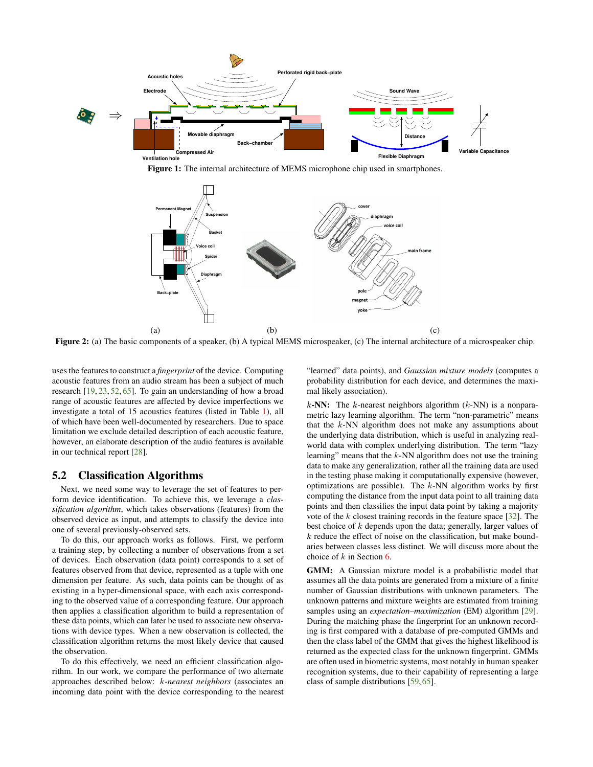Figure 1: The internal architecture of MEMS microphone chip used in smartphones.

Figure 2: (a) The basic components of a speaker, (b) A typical MEMS microspeaker, (c) The internal architecture of a microspeaker chip.

uses the features to construct a *fingerprint* of the device. Computing acoustic features from an audio stream has been a subject of much research [19, 23, 52, 65]. To gain an understanding of how a broad range of acoustic features are affected by device imperfections we investigate a total of 15 acoustics features (listed in Table 1), all of which have been well-documented by researchers. Due to space limitation we exclude detailed description of each acoustic feature, however, an elaborate description of the audio features is available in our technical report [28].

## 5.2 Classification Algorithms

Next, we need some way to leverage the set of features to perform device identification. To achieve this, we leverage a *classification algorithm*, which takes observations (features) from the observed device as input, and attempts to classify the device into one of several previously-observed sets.

To do this, our approach works as follows. First, we perform a training step, by collecting a number of observations from a set of devices. Each observation (data point) corresponds to a set of features observed from that device, represented as a tuple with one dimension per feature. As such, data points can be thought of as existing in a hyper-dimensional space, with each axis corresponding to the observed value of a corresponding feature. Our approach then applies a classification algorithm to build a representation of these data points, which can later be used to associate new observations with device types. When a new observation is collected, the classification algorithm returns the most likely device that caused the observation.

To do this effectively, we need an efficient classification algorithm. In our work, we compare the performance of two alternate approaches described below: *$k$-nearest neighbors* (associates an incoming data point with the device corresponding to the nearest "learned" data points), and *Gaussian mixture models* (computes a probability distribution for each device, and determines the maximal likely association).

**$k$-NN:** The $k$-nearest neighbors algorithm ($k$-NN) is a nonparametric lazy learning algorithm. The term "non-parametric" means that the $k$-NN algorithm does not make any assumptions about the underlying data distribution, which is useful in analyzing real-world data with complex underlying distribution. The term "lazy learning" means that the $k$-NN algorithm does not use the training data to make any generalization, rather all the training data are used in the testing phase making it computationally expensive (however, optimizations are possible). The $k$-NN algorithm works by first computing the distance from the input data point to all training data points and then classifies the input data point by taking a majority vote of the $k$ closest training records in the feature space [32]. The best choice of $k$ depends upon the data; generally, larger values of $k$ reduce the effect of noise on the classification, but make boundaries between classes less distinct. We will discuss more about the choice of $k$ in Section 6.

**GMM:** A Gaussian mixture model is a probabilistic model that assumes all the data points are generated from a mixture of a finite number of Gaussian distributions with unknown parameters. The unknown patterns and mixture weights are estimated from training samples using an *expectation–maximization* (EM) algorithm [29]. During the matching phase the fingerprint for an unknown recording is first compared with a database of pre-computed GMMs and then the class label of the GMM that gives the highest likelihood is returned as the expected class for the unknown fingerprint. GMMs are often used in biometric systems, most notably in human speaker recognition systems, due to their capability of representing a large class of sample distributions [59, 65].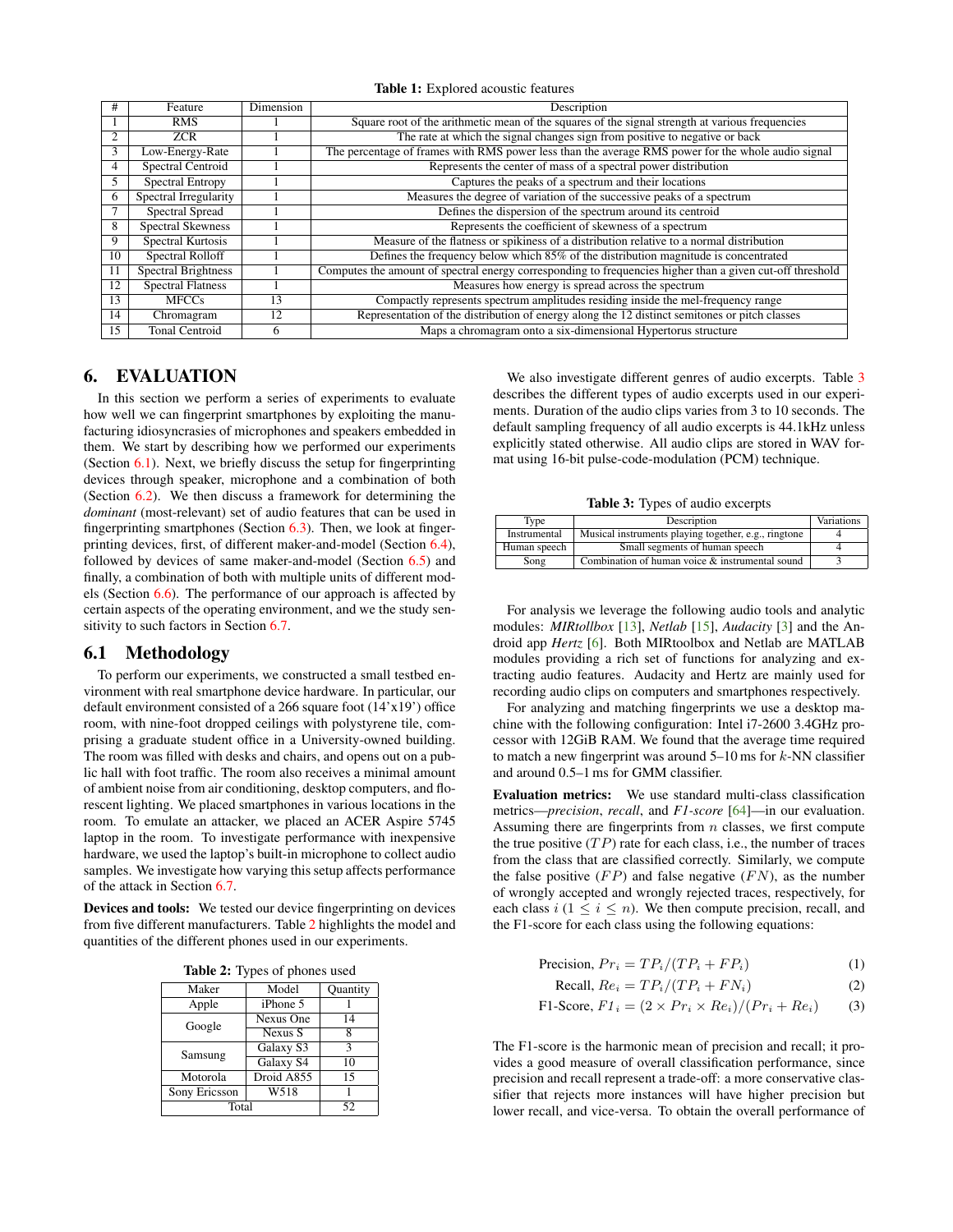**Table 1:** Explored acoustic features

| # | Feature | Dimension | Description |
|---|---|---|---|
| 1 | RMS | 1 | Square root of the arithmetic mean of the squares of the signal strength at various frequencies |
| 2 | ZCR | 1 | The rate at which the signal changes sign from positive to negative or back |
| 3 | Low-Energy-Rate | 1 | The percentage of frames with RMS power less than the average RMS power for the whole audio signal |
| 4 | Spectral Centroid | 1 | Represents the center of mass of a spectral power distribution |
| 5 | Spectral Entropy | 1 | Captures the peaks of a spectrum and their locations |
| 6 | Spectral Irregularity | 1 | Measures the degree of variation of the successive peaks of a spectrum |
| 7 | Spectral Spread | 1 | Defines the dispersion of the spectrum around its centroid |
| 8 | Spectral Skewness | 1 | Represents the coefficient of skewness of a spectrum |
| 9 | Spectral Kurtosis | 1 | Measure of the flatness or spikiness of a distribution relative to a normal distribution |
| 10 | Spectral Rolloff | 1 | Defines the frequency below which 85% of the distribution magnitude is concentrated |
| 11 | Spectral Brightness | 1 | Computes the amount of spectral energy corresponding to frequencies higher than a given cut-off threshold |
| 12 | Spectral Flatness | 1 | Measures how energy is spread across the spectrum |
| 13 | MFCCs | 13 | Compactly represents spectrum amplitudes residing inside the mel-frequency range |
| 14 | Chromagram | 12 | Representation of the distribution of energy along the 12 distinct semitones or pitch classes |
| 15 | Tonal Centroid | 6 | Maps a chromagram onto a six-dimensional Hypertorus structure |

## 6. EVALUATION

In this section we perform a series of experiments to evaluate how well we can fingerprint smartphones by exploiting the manufacturing idiosyncrasies of microphones and speakers embedded in them. We start by describing how we performed our experiments (Section 6.1). Next, we briefly discuss the setup for fingerprinting devices through speaker, microphone and a combination of both (Section 6.2). We then discuss a framework for determining the *dominant* (most-relevant) set of audio features that can be used in fingerprinting smartphones (Section 6.3). Then, we look at fingerprinting devices, first, of different maker-and-model (Section 6.4), followed by devices of same maker-and-model (Section 6.5) and finally, a combination of both with multiple units of different models (Section 6.6). The performance of our approach is affected by certain aspects of the operating environment, and we the study sensitivity to such factors in Section 6.7.

### 6.1 Methodology

To perform our experiments, we constructed a small testbed environment with real smartphone device hardware. In particular, our default environment consisted of a 266 square foot (14'x19') office room, with nine-foot dropped ceilings with polystyrene tile, comprising a graduate student office in a University-owned building. The room was filled with desks and chairs, and opens out on a public hall with foot traffic. The room also receives a minimal amount of ambient noise from air conditioning, desktop computers, and florescent lighting. We placed smartphones in various locations in the room. To emulate an attacker, we placed an ACER Aspire 5745 laptop in the room. To investigate performance with inexpensive hardware, we used the laptop's built-in microphone to collect audio samples. We investigate how varying this setup affects performance of the attack in Section 6.7.

**Devices and tools:** We tested our device fingerprinting on devices from five different manufacturers. Table 2 highlights the model and quantities of the different phones used in our experiments.

**Table 2:** Types of phones used

| Maker | Model | Quantity |
|---|---|---|
| Apple | iPhone 5 | 1 |
| Google | Nexus One | 14 |
| | Nexus S | 8 |
| Samsung | Galaxy S3 | 3 |
| | Galaxy S4 | 10 |
| Motorola | Droid A855 | 15 |
| Sony Ericsson | W518 | 1 |
| Total | | 52 |

We also investigate different genres of audio excerpts. Table 3 describes the different types of audio excerpts used in our experiments. Duration of the audio clips varies from 3 to 10 seconds. The default sampling frequency of all audio excerpts is 44.1kHz unless explicitly stated otherwise. All audio clips are stored in WAV format using 16-bit pulse-code-modulation (PCM) technique.

**Table 3:** Types of audio excerpts

| Type | Description | Variations |
|---|---|---|
| Instrumental | Musical instruments playing together, e.g., ringtone | 4 |
| Human speech | Small segments of human speech | 4 |
| Song | Combination of human voice & instrumental sound | 3 |

For analysis we leverage the following audio tools and analytic modules: *MIRtollbox* [13], *Netlab* [15], *Audacity* [3] and the Android app *Hertz* [6]. Both MIRtoolbox and Netlab are MATLAB modules providing a rich set of functions for analyzing and extracting audio features. Audacity and Hertz are mainly used for recording audio clips on computers and smartphones respectively.

For analyzing and matching fingerprints we use a desktop machine with the following configuration: Intel i7-2600 3.4GHz processor with 12GiB RAM. We found that the average time required to match a new fingerprint was around 5–10 ms for $k$-NN classifier and around 0.5–1 ms for GMM classifier.

**Evaluation metrics:** We use standard multi-class classification metrics—*precision*, *recall*, and *F1-score* [64]—in our evaluation. Assuming there are fingerprints from $n$ classes, we first compute the true positive ($TP$) rate for each class, i.e., the number of traces from the class that are classified correctly. Similarly, we compute the false positive ($FP$) and false negative ($FN$), as the number of wrongly accepted and wrongly rejected traces, respectively, for each class $i$ ($1 \leq i \leq n$). We then compute precision, recall, and the F1-score for each class using the following equations:

$$\text{Precision, } Pr_i = TP_i/(TP_i + FP_i) \quad (1)$$

$$\text{Recall, } Re_i = TP_i/(TP_i + FN_i) \quad (2)$$

$$\text{F1-Score, } F1_i = (2 \times Pr_i \times Re_i)/(Pr_i + Re_i) \quad (3)$$

The F1-score is the harmonic mean of precision and recall; it provides a good measure of overall classification performance, since precision and recall represent a trade-off: a more conservative classifier that rejects more instances will have higher precision but lower recall, and vice-versa. To obtain the overall performance of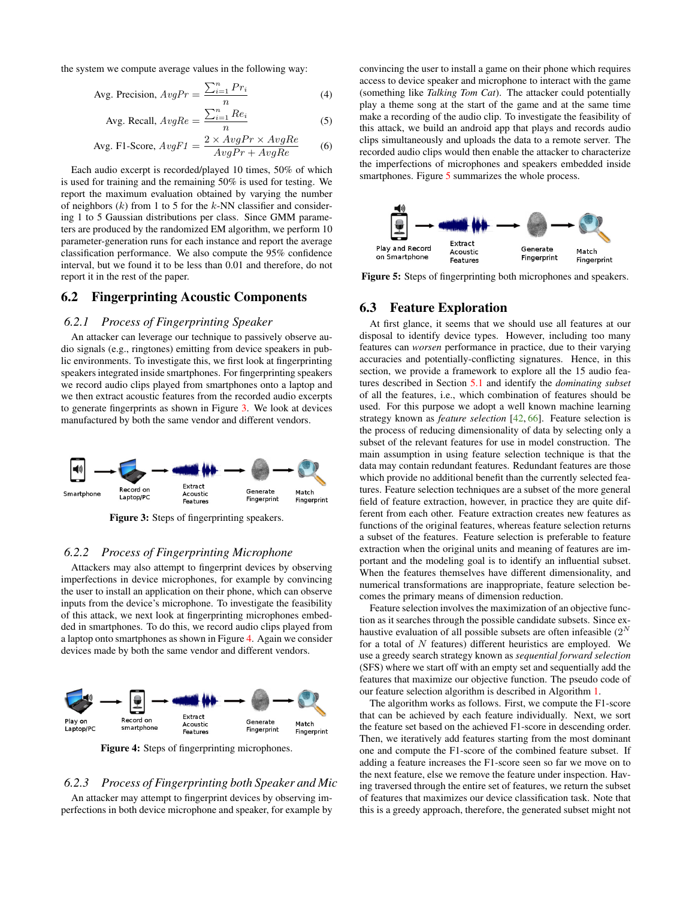the system we compute average values in the following way:

$$\text{Avg. Precision, } AvgPr = \frac{\sum_{i=1}^{n} Pr_i}{n} \tag{4}$$

$$\text{Avg. Recall, } AvgRe = \frac{\sum_{i=1}^{n} Re_i}{n} \tag{5}$$

$$\text{Avg. F1-Score, } AvgF1 = \frac{2 \times AvgPr \times AvgRe}{AvgPr + AvgRe} \tag{6}$$

Each audio excerpt is recorded/played 10 times, 50% of which is used for training and the remaining 50% is used for testing. We report the maximum evaluation obtained by varying the number of neighbors ($k$) from 1 to 5 for the $k$-NN classifier and considering 1 to 5 Gaussian distributions per class. Since GMM parameters are produced by the randomized EM algorithm, we perform 10 parameter-generation runs for each instance and report the average classification performance. We also compute the 95% confidence interval, but we found it to be less than 0.01 and therefore, do not report it in the rest of the paper.

## 6.2 Fingerprinting Acoustic Components

### 6.2.1 Process of Fingerprinting Speaker

An attacker can leverage our technique to passively observe audio signals (e.g., ringtones) emitting from device speakers in public environments. To investigate this, we first look at fingerprinting speakers integrated inside smartphones. For fingerprinting speakers we record audio clips played from smartphones onto a laptop and we then extract acoustic features from the recorded audio excerpts to generate fingerprints as shown in Figure 3. We look at devices manufactured by both the same vendor and different vendors.

Smartphone → Record on Laptop/PC → Extract Acoustic Features → Generate Fingerprint → Match Fingerprint

**Figure 3:** Steps of fingerprinting speakers.

### 6.2.2 Process of Fingerprinting Microphone

Attackers may also attempt to fingerprint devices by observing imperfections in device microphones, for example by convincing the user to install an application on their phone, which can observe inputs from the device's microphone. To investigate the feasibility of this attack, we next look at fingerprinting microphones embedded in smartphones. To do this, we record audio clips played from a laptop onto smartphones as shown in Figure 4. Again we consider devices made by both the same vendor and different vendors.

Play on Laptop/PC → Record on smartphone → Extract Acoustic Features → Generate Fingerprint → Match Fingerprint

**Figure 4:** Steps of fingerprinting microphones.

### 6.2.3 Process of Fingerprinting both Speaker and Mic

An attacker may attempt to fingerprint devices by observing imperfections in both device microphone and speaker, for example by convincing the user to install a game on their phone which requires access to device speaker and microphone to interact with the game (something like *Talking Tom Cat*). The attacker could potentially play a theme song at the start of the game and at the same time make a recording of the audio clip. To investigate the feasibility of this attack, we build an android app that plays and records audio clips simultaneously and uploads the data to a remote server. The recorded audio clips would then enable the attacker to characterize the imperfections of microphones and speakers embedded inside smartphones. Figure 5 summarizes the whole process.

Play and Record on Smartphone → Extract Acoustic Features → Generate Fingerprint → Match Fingerprint

**Figure 5:** Steps of fingerprinting both microphones and speakers.

## 6.3 Feature Exploration

At first glance, it seems that we should use all features at our disposal to identify device types. However, including too many features can *worsen* performance in practice, due to their varying accuracies and potentially-conflicting signatures. Hence, in this section, we provide a framework to explore all the 15 audio features described in Section 5.1 and identify the *dominating subset* of all the features, i.e., which combination of features should be used. For this purpose we adopt a well known machine learning strategy known as *feature selection* [42, 66]. Feature selection is the process of reducing dimensionality of data by selecting only a subset of the relevant features for use in model construction. The main assumption in using feature selection technique is that the data may contain redundant features. Redundant features are those which provide no additional benefit than the currently selected features. Feature selection techniques are a subset of the more general field of feature extraction, however, in practice they are quite different from each other. Feature extraction creates new features as functions of the original features, whereas feature selection returns a subset of the features. Feature selection is preferable to feature extraction when the original units and meaning of features are important and the modeling goal is to identify an influential subset. When the features themselves have different dimensionality, and numerical transformations are inappropriate, feature selection becomes the primary means of dimension reduction.

Feature selection involves the maximization of an objective function as it searches through the possible candidate subsets. Since exhaustive evaluation of all possible subsets are often infeasible ($2^N$ for a total of $N$ features) different heuristics are employed. We use a greedy search strategy known as *sequential forward selection* (SFS) where we start off with an empty set and sequentially add the features that maximize our objective function. The pseudo code of our feature selection algorithm is described in Algorithm 1.

The algorithm works as follows. First, we compute the F1-score that can be achieved by each feature individually. Next, we sort the feature set based on the achieved F1-score in descending order. Then, we iteratively add features starting from the most dominant one and compute the F1-score of the combined feature subset. If adding a feature increases the F1-score seen so far we move on to the next feature, else we remove the feature under inspection. Having traversed through the entire set of features, we return the subset of features that maximizes our device classification task. Note that this is a greedy approach, therefore, the generated subset might not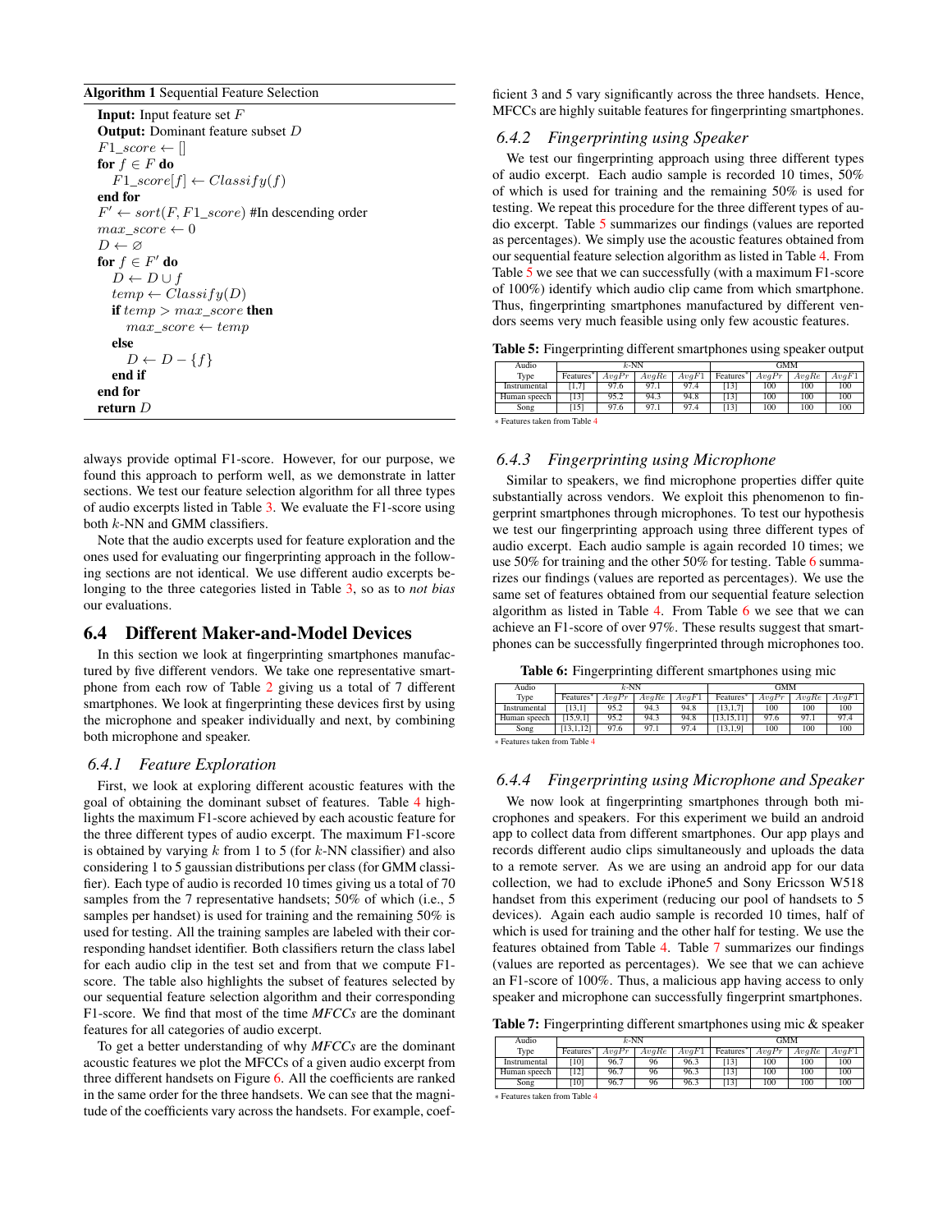**Algorithm 1** Sequential Feature Selection

**Input:** Input feature set $F$
**Output:** Dominant feature subset $D$
$F1\_score \leftarrow []$
**for** $f \in F$ **do**
  $F1\_score[f] \leftarrow Classify(f)$
**end for**
$F' \leftarrow sort(F, F1\_score)$ #In descending order
$max\_score \leftarrow 0$
$D \leftarrow \varnothing$
**for** $f \in F'$ **do**
  $D \leftarrow D \cup f$
  $temp \leftarrow Classify(D)$
  **if** $temp > max\_score$ **then**
    $max\_score \leftarrow temp$
  **else**
    $D \leftarrow D - \{f\}$
  **end if**
**end for**
**return** $D$

always provide optimal F1-score. However, for our purpose, we found this approach to perform well, as we demonstrate in latter sections. We test our feature selection algorithm for all three types of audio excerpts listed in Table 3. We evaluate the F1-score using both $k$-NN and GMM classifiers.

Note that the audio excerpts used for feature exploration and the ones used for evaluating our fingerprinting approach in the following sections are not identical. We use different audio excerpts belonging to the three categories listed in Table 3, so as to *not bias* our evaluations.

## 6.4 Different Maker-and-Model Devices

In this section we look at fingerprinting smartphones manufactured by five different vendors. We take one representative smartphone from each row of Table 2 giving us a total of 7 different smartphones. We look at fingerprinting these devices first by using the microphone and speaker individually and next, by combining both microphone and speaker.

### 6.4.1 Feature Exploration

First, we look at exploring different acoustic features with the goal of obtaining the dominant subset of features. Table 4 highlights the maximum F1-score achieved by each acoustic feature for the three different types of audio excerpt. The maximum F1-score is obtained by varying $k$ from 1 to 5 (for $k$-NN classifier) and also considering 1 to 5 gaussian distributions per class (for GMM classifier). Each type of audio is recorded 10 times giving us a total of 70 samples from the 7 representative handsets; 50% of which (i.e., 5 samples per handset) is used for training and the remaining 50% is used for testing. All the training samples are labeled with their corresponding handset identifier. Both classifiers return the class label for each audio clip in the test set and from that we compute F1-score. The table also highlights the subset of features selected by our sequential feature selection algorithm and their corresponding F1-score. We find that most of the time *MFCCs* are the dominant features for all categories of audio excerpt.

To get a better understanding of why *MFCCs* are the dominant acoustic features we plot the MFCCs of a given audio excerpt from three different handsets on Figure 6. All the coefficients are ranked in the same order for the three handsets. We can see that the magnitude of the coefficients vary across the handsets. For example, coefficient 3 and 5 vary significantly across the three handsets. Hence, MFCCs are highly suitable features for fingerprinting smartphones.

### 6.4.2 Fingerprinting using Speaker

We test our fingerprinting approach using three different types of audio excerpt. Each audio sample is recorded 10 times, 50% of which is used for training and the remaining 50% is used for testing. We repeat this procedure for the three different types of audio excerpt. Table 5 summarizes our findings (values are reported as percentages). We simply use the acoustic features obtained from our sequential feature selection algorithm as listed in Table 4. From Table 5 we see that we can successfully (with a maximum F1-score of 100%) identify which audio clip came from which smartphone. Thus, fingerprinting smartphones manufactured by different vendors seems very much feasible using only few acoustic features.

**Table 5:** Fingerprinting different smartphones using speaker output

| Audio Type | $k$-NN | | | | GMM | | | |
|---|---|---|---|---|---|---|---|---|
| | Features* | $AvgPr$ | $AvgRe$ | $AvgF1$ | Features* | $AvgPr$ | $AvgRe$ | $AvgF1$ |
| Instrumental | [1,7] | 97.6 | 97.1 | 97.4 | [13] | 100 | 100 | 100 |
| Human speech | [13] | 95.2 | 94.3 | 94.8 | [13] | 100 | 100 | 100 |
| Song | [15] | 97.6 | 97.1 | 97.4 | [13] | 100 | 100 | 100 |

* Features taken from Table 4

### 6.4.3 Fingerprinting using Microphone

Similar to speakers, we find microphone properties differ quite substantially across vendors. We exploit this phenomenon to fingerprint smartphones through microphones. To test our hypothesis we test our fingerprinting approach using three different types of audio excerpt. Each audio sample is again recorded 10 times; we use 50% for training and the other 50% for testing. Table 6 summarizes our findings (values are reported as percentages). We use the same set of features obtained from our sequential feature selection algorithm as listed in Table 4. From Table 6 we see that we can achieve an F1-score of over 97%. These results suggest that smartphones can be successfully fingerprinted through microphones too.

**Table 6:** Fingerprinting different smartphones using mic

| Audio Type | $k$-NN | | | | GMM | | | |
|---|---|---|---|---|---|---|---|---|
| | Features* | $AvgPr$ | $AvgRe$ | $AvgF1$ | Features* | $AvgPr$ | $AvgRe$ | $AvgF1$ |
| Instrumental | [13,1] | 95.2 | 94.3 | 94.8 | [13,1,7] | 100 | 100 | 100 |
| Human speech | [15,9,1] | 95.2 | 94.3 | 94.8 | [13,15,11] | 97.6 | 97.1 | 97.4 |
| Song | [13,1,12] | 97.6 | 97.1 | 97.4 | [13,1,9] | 100 | 100 | 100 |

* Features taken from Table 4

### 6.4.4 Fingerprinting using Microphone and Speaker

We now look at fingerprinting smartphones through both microphones and speakers. For this experiment we build an android app to collect data from different smartphones. Our app plays and records different audio clips simultaneously and uploads the data to a remote server. As we are using an android app for our data collection, we had to exclude iPhone5 and Sony Ericsson W518 handset from this experiment (reducing our pool of handsets to 5 devices). Again each audio sample is recorded 10 times, half of which is used for training and the other half for testing. We use the features obtained from Table 4. Table 7 summarizes our findings (values are reported as percentages). We see that we can achieve an F1-score of 100%. Thus, a malicious app having access to only speaker and microphone can successfully fingerprint smartphones.

**Table 7:** Fingerprinting different smartphones using mic & speaker

| Audio Type | $k$-NN | | | | GMM | | | |
|---|---|---|---|---|---|---|---|---|
| | Features* | $AvgPr$ | $AvgRe$ | $AvgF1$ | Features* | $AvgPr$ | $AvgRe$ | $AvgF1$ |
| Instrumental | [10] | 96.7 | 96 | 96.3 | [13] | 100 | 100 | 100 |
| Human speech | [12] | 96.7 | 96 | 96.3 | [13] | 100 | 100 | 100 |
| Song | [10] | 96.7 | 96 | 96.3 | [13] | 100 | 100 | 100 |

* Features taken from Table 4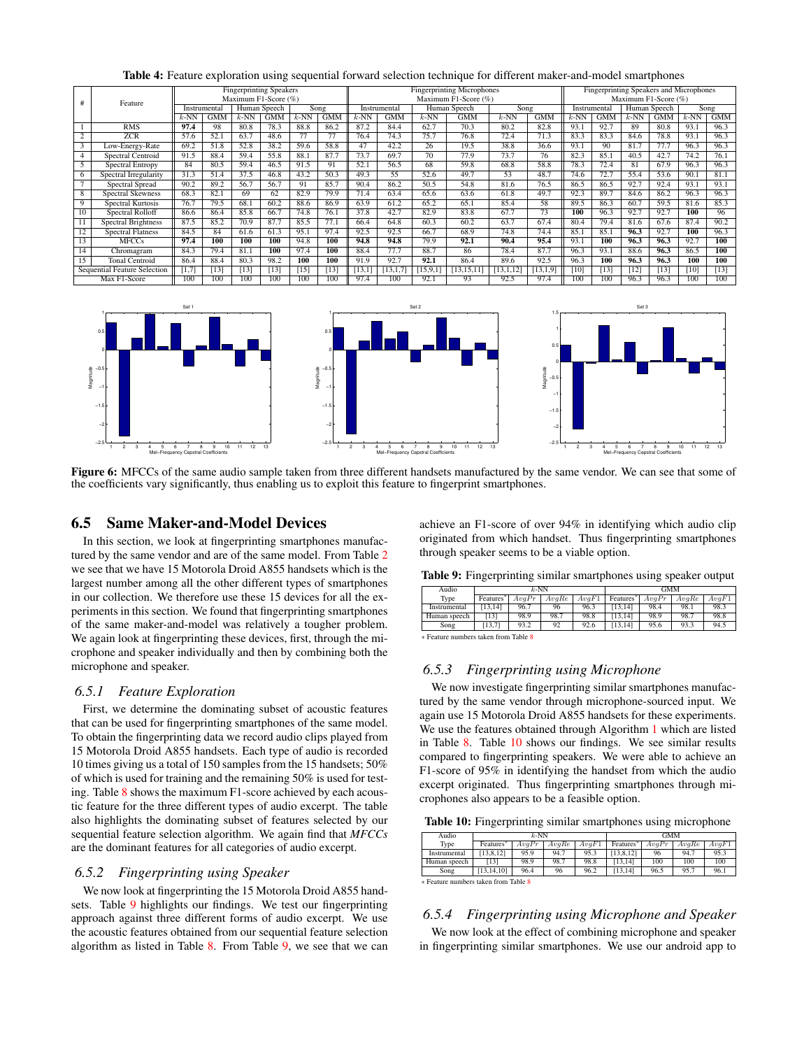**Table 4:** Feature exploration using sequential forward selection technique for different maker-and-model smartphones

| # | Feature | Fingerprinting Speakers Maximum F1-Score (%) | | | | | | Fingerprinting Microphones Maximum F1-Score (%) | | | | | | Fingerprinting Speakers and Microphones Maximum F1-Score (%) | | | | | |
|---|---|---|---|---|---|---|---|---|---|---|---|---|---|---|---|---|---|---|---|
| | | Instrumental | | Human Speech | | Song | | Instrumental | | Human Speech | | Song | | Instrumental | | Human Speech | | Song | |
| | | $k$-NN | GMM | $k$-NN | GMM | $k$-NN | GMM | $k$-NN | GMM | $k$-NN | GMM | $k$-NN | GMM | $k$-NN | GMM | $k$-NN | GMM | $k$-NN | GMM |
| 1 | RMS | **97.4** | 98 | 80.8 | 78.3 | 88.8 | 86.2 | 87.2 | 84.4 | 62.7 | 70.3 | 80.2 | 82.8 | 93.1 | 92.7 | 89 | 80.8 | 93.1 | 96.3 |
| 2 | ZCR | 57.6 | 52.1 | 63.7 | 48.6 | 77 | 77 | 76.4 | 74.3 | 75.7 | 76.8 | 72.4 | 71.3 | 83.3 | 83.3 | 84.6 | 78.8 | 93.1 | 96.3 |
| 3 | Low-Energy-Rate | 69.2 | 51.8 | 52.8 | 38.2 | 59.6 | 58.8 | 47 | 42.2 | 26 | 19.5 | 38.8 | 36.6 | 93.1 | 90 | 81.7 | 77.7 | 96.3 | 96.3 |
| 4 | Spectral Centroid | 91.5 | 88.4 | 59.4 | 55.8 | 88.1 | 87.7 | 73.7 | 69.7 | 70 | 77.9 | 73.7 | 76 | 82.3 | 85.1 | 40.5 | 42.7 | 74.2 | 76.1 |
| 5 | Spectral Entropy | 84 | 80.5 | 59.4 | 46.5 | 91.5 | 91 | 52.1 | 56.5 | 68 | 59.8 | 68.8 | 58.8 | 78.3 | 72.4 | 81 | 67.9 | 96.3 | 96.3 |
| 6 | Spectral Irregularity | 31.3 | 51.4 | 37.5 | 46.8 | 43.2 | 50.3 | 49.3 | 55 | 52.6 | 49.7 | 53 | 48.7 | 74.6 | 72.7 | 55.4 | 53.6 | 90.1 | 81.1 |
| 7 | Spectral Spread | 90.2 | 89.2 | 56.7 | 56.7 | 91 | 85.7 | 90.4 | 86.2 | 50.5 | 54.8 | 81.6 | 76.5 | 86.5 | 86.5 | 92.7 | 92.4 | 93.1 | 93.1 |
| 8 | Spectral Skewness | 68.3 | 82.1 | 69 | 62 | 82.9 | 79.9 | 71.4 | 63.4 | 65.6 | 63.6 | 61.8 | 49.7 | 92.3 | 89.7 | 84.6 | 86.2 | 96.3 | 96.3 |
| 9 | Spectral Kurtosis | 76.7 | 79.5 | 68.1 | 60.2 | 88.6 | 86.9 | 63.9 | 61.2 | 65.2 | 65.1 | 85.4 | 58 | 89.5 | 86.3 | 60.7 | 59.5 | 81.6 | 85.3 |
| 10 | Spectral Rolloff | 86.6 | 86.4 | 85.8 | 66.7 | 74.8 | 76.1 | 37.8 | 42.7 | 82.9 | 83.8 | 67.7 | 73 | **100** | 96.3 | 92.7 | 92.7 | **100** | 96 |
| 11 | Spectral Brightness | 87.5 | 85.2 | 70.9 | 87.7 | 85.5 | 77.1 | 66.4 | 64.8 | 60.3 | 60.2 | 63.7 | 67.4 | 80.4 | 79.4 | 81.6 | 67.6 | 87.4 | 90.2 |
| 12 | Spectral Flatness | 84.5 | 84 | 61.6 | 61.3 | 95.1 | 97.4 | 92.5 | 92.5 | 66.7 | 68.9 | 74.8 | 74.4 | 85.1 | 85.1 | **96.3** | 92.7 | **100** | 96.3 |
| 13 | MFCCs | **97.4** | **100** | **100** | **100** | 94.8 | **100** | **94.8** | **94.8** | 79.9 | **92.1** | **90.4** | **95.4** | 93.1 | **100** | **96.3** | **96.3** | 92.7 | **100** |
| 14 | Chromagram | 84.3 | 79.4 | 81.1 | **100** | 97.4 | **100** | 88.4 | 77.7 | 88.7 | 86 | 78.4 | 87.7 | 96.3 | 93.1 | 88.6 | **96.3** | 86.5 | **100** |
| 15 | Tonal Centroid | 86.4 | 88.4 | 80.3 | 98.2 | **100** | **100** | 91.9 | 92.7 | **92.1** | 86.4 | 89.6 | 92.5 | 96.3 | **100** | **96.3** | **96.3** | **100** | **100** |
| Sequential Feature Selection | | [1,7] | [13] | [13] | [13] | [15] | [13] | [13,1] | [13,1,7] | [15,9,1] | [13,15,11] | [13,1,12] | [13,1,9] | [10] | [13] | [12] | [13] | [10] | [13] |
| Max F1-Score | | 100 | 100 | 100 | 100 | 100 | 100 | 97.4 | 100 | 92.1 | 93 | 92.5 | 97.4 | 100 | 100 | 96.3 | 96.3 | 100 | 100 |

**Figure 6:** MFCCs of the same audio sample taken from three different handsets manufactured by the same vendor. We can see that some of the coefficients vary significantly, thus enabling us to exploit this feature to fingerprint smartphones.

## 6.5 Same Maker-and-Model Devices

In this section, we look at fingerprinting smartphones manufactured by the same vendor and are of the same model. From Table 2 we see that we have 15 Motorola Droid A855 handsets which is the largest number among all the other different types of smartphones in our collection. We therefore use these 15 devices for all the experiments in this section. We found that fingerprinting smartphones of the same maker-and-model was relatively a tougher problem. We again look at fingerprinting these devices, first, through the microphone and speaker individually and then by combining both the microphone and speaker.

### 6.5.1 Feature Exploration

First, we determine the dominating subset of acoustic features that can be used for fingerprinting smartphones of the same model. To obtain the fingerprinting data we record audio clips played from 15 Motorola Droid A855 handsets. Each type of audio is recorded 10 times giving us a total of 150 samples from the 15 handsets; 50% of which is used for training and the remaining 50% is used for testing. Table 8 shows the maximum F1-score achieved by each acoustic feature for the three different types of audio excerpt. The table also highlights the dominating subset of features selected by our sequential feature selection algorithm. We again find that *MFCCs* are the dominant features for all categories of audio excerpt.

### 6.5.2 Fingerprinting using Speaker

We now look at fingerprinting the 15 Motorola Droid A855 handsets. Table 9 highlights our findings. We test our fingerprinting approach against three different forms of audio excerpt. We use the acoustic features obtained from our sequential feature selection algorithm as listed in Table 8. From Table 9, we see that we can achieve an F1-score of over 94% in identifying which audio clip originated from which handset. Thus fingerprinting smartphones through speaker seems to be a viable option.

**Table 9:** Fingerprinting similar smartphones using speaker output

| Audio Type | $k$-NN | | | | GMM | | | |
|---|---|---|---|---|---|---|---|---|
| | Features* | $AvgPr$ | $AvgRe$ | $AvgF1$ | Features* | $AvgPr$ | $AvgRe$ | $AvgF1$ |
| Instrumental | [13,14] | 96.7 | 96 | 96.3 | [13,14] | 98.4 | 98.1 | 98.3 |
| Human speech | [13] | 98.9 | 98.7 | 98.8 | [13,14] | 98.9 | 98.7 | 98.8 |
| Song | [13,7] | 93.2 | 92 | 92.6 | [13,14] | 95.6 | 93.3 | 94.5 |

* Feature numbers taken from Table 8

### 6.5.3 Fingerprinting using Microphone

We now investigate fingerprinting similar smartphones manufactured by the same vendor through microphone-sourced input. We again use 15 Motorola Droid A855 handsets for these experiments. We use the features obtained through Algorithm 1 which are listed in Table 8. Table 10 shows our findings. We see similar results compared to fingerprinting speakers. We were able to achieve an F1-score of 95% in identifying the handset from which the audio excerpt originated. Thus fingerprinting smartphones through microphones also appears to be a feasible option.

**Table 10:** Fingerprinting similar smartphones using microphone

| Audio Type | $k$-NN | | | | GMM | | | |
|---|---|---|---|---|---|---|---|---|
| | Features* | $AvgPr$ | $AvgRe$ | $AvgF1$ | Features* | $AvgPr$ | $AvgRe$ | $AvgF1$ |
| Instrumental | [13,8,12] | 95.9 | 94.7 | 95.3 | [13,8,12] | 96 | 94.7 | 95.3 |
| Human speech | [13] | 98.9 | 98.7 | 98.8 | [13,14] | 100 | 100 | 100 |
| Song | [13,14,10] | 96.4 | 96 | 96.2 | [13,14] | 96.5 | 95.7 | 96.1 |

* Feature numbers taken from Table 8

### 6.5.4 Fingerprinting using Microphone and Speaker

We now look at the effect of combining microphone and speaker in fingerprinting similar smartphones. We use our android app to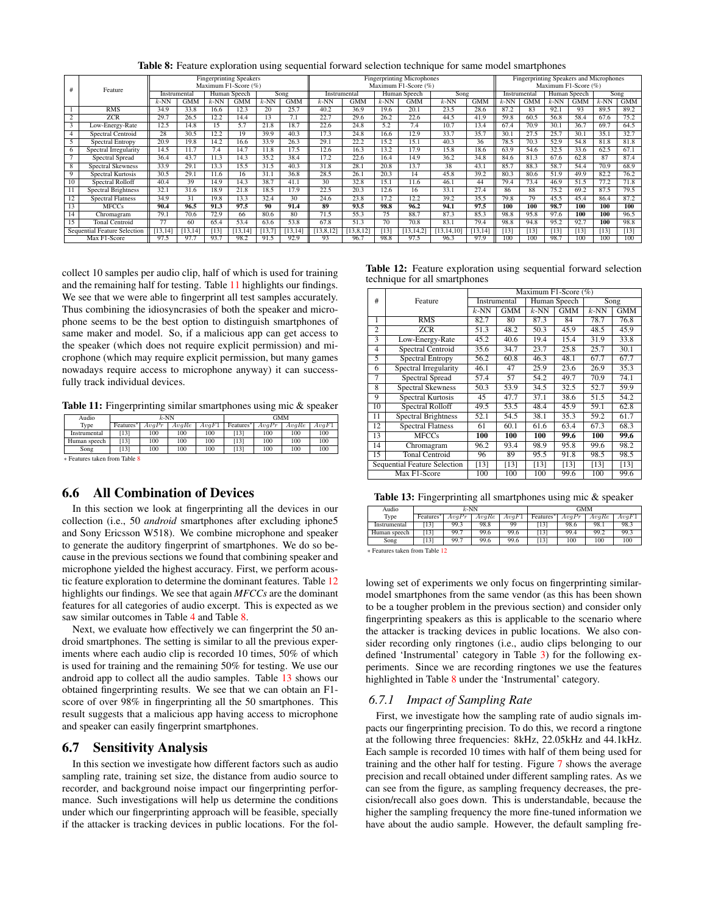**Table 8:** Feature exploration using sequential forward selection technique for same model smartphones

| # | Feature | Fingerprinting Speakers Maximum F1-Score (%) | | | | | | Fingerprinting Microphones Maximum F1-Score (%) | | | | | | Fingerprinting Speakers and Microphones Maximum F1-Score (%) | | | | | |
|---|---|---|---|---|---|---|---|---|---|---|---|---|---|---|---|---|---|---|---|
| | | Instrumental | | Human Speech | | Song | | Instrumental | | Human Speech | | Song | | Instrumental | | Human Speech | | Song | |
| | | $k$-NN | GMM | $k$-NN | GMM | $k$-NN | GMM | $k$-NN | GMM | $k$-NN | GMM | $k$-NN | GMM | $k$-NN | GMM | $k$-NN | GMM | $k$-NN | GMM |
| 1 | RMS | 34.9 | 33.8 | 16.6 | 12.3 | 20 | 25.7 | 40.2 | 36.9 | 19.6 | 20.1 | 23.5 | 28.6 | 87.2 | 83 | 92.1 | 93 | 89.5 | 89.2 |
| 2 | ZCR | 29.7 | 26.5 | 12.2 | 14.4 | 13 | 7.1 | 22.7 | 29.6 | 26.2 | 22.6 | 44.5 | 41.9 | 59.8 | 60.5 | 56.8 | 58.4 | 67.6 | 75.2 |
| 3 | Low-Energy-Rate | 12.5 | 14.8 | 15 | 5.7 | 21.8 | 18.7 | 22.6 | 24.8 | 5.2 | 7.4 | 10.7 | 13.4 | 67.4 | 70.9 | 30.1 | 36.7 | 69.7 | 64.5 |
| 4 | Spectral Centroid | 28 | 30.5 | 12.2 | 19 | 39.9 | 40.3 | 17.3 | 24.8 | 16.6 | 12.9 | 33.7 | 35.7 | 30.1 | 27.5 | 25.7 | 30.1 | 35.1 | 32.7 |
| 5 | Spectral Entropy | 20.9 | 19.8 | 14.2 | 16.6 | 33.9 | 26.3 | 29.1 | 22.2 | 15.2 | 15.1 | 40.3 | 36 | 78.5 | 70.3 | 52.9 | 54.8 | 81.8 | 81.8 |
| 6 | Spectral Irregularity | 14.5 | 11.7 | 7.4 | 14.7 | 11.8 | 17.5 | 12.6 | 16.3 | 13.2 | 17.9 | 15.8 | 18.6 | 63.9 | 54.6 | 32.5 | 33.6 | 62.5 | 67.1 |
| 7 | Spectral Spread | 36.4 | 43.7 | 11.3 | 14.3 | 35.2 | 38.4 | 17.2 | 22.6 | 16.4 | 14.9 | 36.2 | 34.8 | 84.6 | 81.3 | 67.6 | 62.8 | 87 | 87.4 |
| 8 | Spectral Skewness | 33.9 | 29.1 | 13.3 | 15.5 | 31.5 | 40.3 | 31.8 | 28.1 | 20.8 | 13.7 | 38 | 43.1 | 85.7 | 88.3 | 58.7 | 54.4 | 70.9 | 68.9 |
| 9 | Spectral Kurtosis | 30.5 | 29.1 | 11.6 | 16 | 31.1 | 36.8 | 28.5 | 26.1 | 20.3 | 14 | 45.8 | 39.2 | 80.3 | 80.6 | 51.9 | 49.9 | 82.2 | 76.2 |
| 10 | Spectral Rolloff | 40.4 | 39 | 14.9 | 14.3 | 38.7 | 41.1 | 30 | 32.8 | 15.1 | 11.6 | 46.1 | 44 | 79.4 | 73.4 | 46.9 | 51.5 | 77.2 | 71.8 |
| 11 | Spectral Brightness | 32.1 | 31.6 | 18.9 | 21.8 | 18.5 | 17.9 | 22.5 | 20.3 | 12.6 | 16 | 33.1 | 27.4 | 86 | 88 | 75.2 | 69.2 | 87.5 | 79.5 |
| 12 | Spectral Flatness | 34.9 | 31 | 19.8 | 13.3 | 32.4 | 30 | 24.6 | 23.8 | 17.2 | 12.2 | 39.2 | 35.5 | 79.8 | 79 | 45.5 | 45.4 | 86.4 | 87.2 |
| 13 | MFCCs | **90.4** | **96.5** | **91.3** | **97.5** | **90** | **91.4** | **89** | **93.5** | **98.8** | **96.2** | **94.1** | **97.5** | **100** | **100** | **98.7** | **100** | **100** | **100** |
| 14 | Chromagram | 79.1 | 70.6 | 72.9 | 66 | 80.6 | 80 | 71.5 | 55.3 | 75 | 88.7 | 87.3 | 85.3 | 98.8 | 95.8 | 97.6 | **100** | **100** | 96.5 |
| 15 | Tonal Centroid | 77 | 60 | 65.4 | 53.4 | 63.6 | 53.8 | 67.8 | 51.3 | 70 | 70.8 | 83.1 | 79.4 | 98.8 | 94.8 | 95.2 | 92.7 | **100** | 98.8 |
| Sequential Feature Selection | | [13,14] | [13,14] | [13] | [13,14] | [13,7] | [13,14] | [13,8,12] | [13,8,12] | [13] | [13,14,2] | [13,14,10] | [13,14] | [13] | [13] | [13] | [13] | [13] | [13] |
| Max F1-Score | | 97.5 | 97.7 | 93.7 | 98.2 | 91.5 | 92.9 | 93 | 96.7 | 98.8 | 97.5 | 96.3 | 97.9 | 100 | 100 | 98.7 | 100 | 100 | 100 |

collect 10 samples per audio clip, half of which is used for training and the remaining half for testing. Table 11 highlights our findings. We see that we were able to fingerprint all test samples accurately. Thus combining the idiosyncrasies of both the speaker and microphone seems to be the best option to distinguish smartphones of same maker and model. So, if a malicious app can get access to the speaker (which does not require explicit permission) and microphone (which may require explicit permission, but many games nowadays require access to microphone anyway) it can successfully track individual devices.

**Table 11:** Fingerprinting similar smartphones using mic & speaker

| Audio Type | $k$-NN | | | | GMM | | | |
|---|---|---|---|---|---|---|---|---|
| | Features* | $AvgPr$ | $AvgRe$ | $AvgF1$ | Features* | $AvgPr$ | $AvgRe$ | $AvgF1$ |
| Instrumental | [13] | 100 | 100 | 100 | [13] | 100 | 100 | 100 |
| Human speech | [13] | 100 | 100 | 100 | [13] | 100 | 100 | 100 |
| Song | [13] | 100 | 100 | 100 | [13] | 100 | 100 | 100 |

∗ Features taken from Table 8

## 6.6 All Combination of Devices

In this section we look at fingerprinting all the devices in our collection (i.e., 50 *android* smartphones after excluding iphone5 and Sony Ericsson W518). We combine microphone and speaker to generate the auditory fingerprint of smartphones. We do so because in the previous sections we found that combining speaker and microphone yielded the highest accuracy. First, we perform acoustic feature exploration to determine the dominant features. Table 12 highlights our findings. We see that again *MFCCs* are the dominant features for all categories of audio excerpt. This is expected as we saw similar outcomes in Table 4 and Table 8.

Next, we evaluate how effectively we can fingerprint the 50 android smartphones. The setting is similar to all the previous experiments where each audio clip is recorded 10 times, 50% of which is used for training and the remaining 50% for testing. We use our android app to collect all the audio samples. Table 13 shows our obtained fingerprinting results. We see that we can obtain an F1-score of over 98% in fingerprinting all the 50 smartphones. This result suggests that a malicious app having access to microphone and speaker can easily fingerprint smartphones.

## 6.7 Sensitivity Analysis

In this section we investigate how different factors such as audio sampling rate, training set size, the distance from audio source to recorder, and background noise impact our fingerprinting performance. Such investigations will help us determine the conditions under which our fingerprinting approach will be feasible, specially if the attacker is tracking devices in public locations. For the following set of experiments we only focus on fingerprinting similar-model smartphones from the same vendor (as this has been shown to be a tougher problem in the previous section) and consider only fingerprinting speakers as this is applicable to the scenario where the attacker is tracking devices in public locations. We also consider recording only ringtones (i.e., audio clips belonging to our defined 'Instrumental' category in Table 3) for the following experiments. Since we are recording ringtones we use the features highlighted in Table 8 under the 'Instrumental' category.

**Table 12:** Feature exploration using sequential forward selection technique for all smartphones

| # | Feature | Maximum F1-Score (%) | | | | | |
|---|---|---|---|---|---|---|---|
| | | Instrumental | | Human Speech | | Song | |
| | | $k$-NN | GMM | $k$-NN | GMM | $k$-NN | GMM |
| 1 | RMS | 82.7 | 80 | 87.3 | 84 | 78.7 | 76.8 |
| 2 | ZCR | 51.3 | 48.2 | 50.3 | 45.9 | 48.5 | 45.9 |
| 3 | Low-Energy-Rate | 45.2 | 40.6 | 19.4 | 15.4 | 31.9 | 33.8 |
| 4 | Spectral Centroid | 35.6 | 34.7 | 23.7 | 25.8 | 25.7 | 30.1 |
| 5 | Spectral Entropy | 56.2 | 60.8 | 46.3 | 48.1 | 67.7 | 67.7 |
| 6 | Spectral Irregularity | 46.1 | 47 | 25.9 | 23.6 | 26.9 | 35.3 |
| 7 | Spectral Spread | 57.4 | 57 | 54.2 | 49.7 | 70.9 | 74.1 |
| 8 | Spectral Skewness | 50.3 | 53.9 | 34.5 | 32.5 | 52.7 | 59.9 |
| 9 | Spectral Kurtosis | 45 | 47.7 | 37.1 | 38.6 | 51.5 | 54.2 |
| 10 | Spectral Rolloff | 49.5 | 53.5 | 48.4 | 45.9 | 59.1 | 62.8 |
| 11 | Spectral Brightness | 52.1 | 54.5 | 38.1 | 35.3 | 59.2 | 61.7 |
| 12 | Spectral Flatness | 61 | 60.1 | 61.6 | 63.4 | 67.3 | 68.3 |
| 13 | MFCCs | **100** | **100** | **100** | **99.6** | **100** | **99.6** |
| 14 | Chromagram | 96.2 | 93.4 | 98.9 | 95.8 | 99.6 | 98.2 |
| 15 | Tonal Centroid | 96 | 89 | 95.5 | 91.8 | 98.5 | 98.5 |
| Sequential Feature Selection | | [13] | [13] | [13] | [13] | [13] | [13] |
| Max F1-Score | | 100 | 100 | 100 | 99.6 | 100 | 99.6 |

**Table 13:** Fingerprinting all smartphones using mic & speaker

| Audio Type | $k$-NN | | | | GMM | | | |
|---|---|---|---|---|---|---|---|---|
| | Features* | $AvgPr$ | $AvgRe$ | $AvgF1$ | Features* | $AvgPr$ | $AvgRe$ | $AvgF1$ |
| Instrumental | [13] | 99.3 | 98.8 | 99 | [13] | 98.6 | 98.1 | 98.3 |
| Human speech | [13] | 99.7 | 99.6 | 99.6 | [13] | 99.4 | 99.2 | 99.3 |
| Song | [13] | 99.7 | 99.6 | 99.6 | [13] | 100 | 100 | 100 |

∗ Features taken from Table 12

### 6.7.1 Impact of Sampling Rate

First, we investigate how the sampling rate of audio signals impacts our fingerprinting precision. To do this, we record a ringtone at the following three frequencies: 8kHz, 22.05kHz and 44.1kHz. Each sample is recorded 10 times with half of them being used for training and the other half for testing. Figure 7 shows the average precision and recall obtained under different sampling rates. As we can see from the figure, as sampling frequency decreases, the precision/recall also goes down. This is understandable, because the higher the sampling frequency the more fine-tuned information we have about the audio sample. However, the default sampling fre-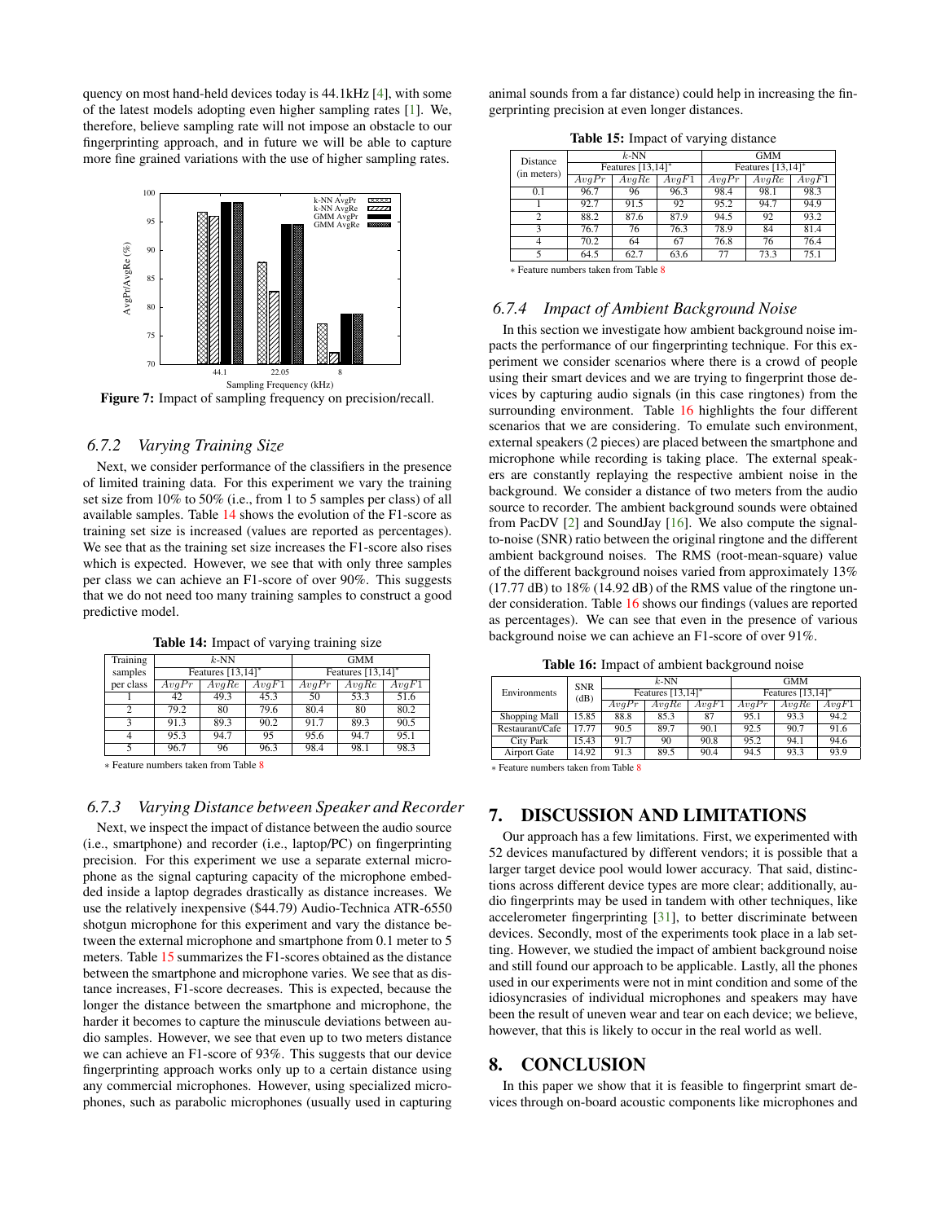quency on most hand-held devices today is 44.1kHz [4], with some of the latest models adopting even higher sampling rates [1]. We, therefore, believe sampling rate will not impose an obstacle to our fingerprinting approach, and in future we will be able to capture more fine grained variations with the use of higher sampling rates.

**Figure 7:** Impact of sampling frequency on precision/recall.

### 6.7.2 *Varying Training Size*

Next, we consider performance of the classifiers in the presence of limited training data. For this experiment we vary the training set size from 10% to 50% (i.e., from 1 to 5 samples per class) of all available samples. Table 14 shows the evolution of the F1-score as training set size is increased (values are reported as percentages). We see that as the training set size increases the F1-score also rises which is expected. However, we see that with only three samples per class we can achieve an F1-score of over 90%. This suggests that we do not need too many training samples to construct a good predictive model.

**Table 14:** Impact of varying training size

| Training samples per class | $k$-NN Features [13,14]* | | | GMM Features [13,14]* | | |
|---|---|---|---|---|---|---|
| | $AvgPr$ | $AvgRe$ | $AvgF1$ | $AvgPr$ | $AvgRe$ | $AvgF1$ |
| 1 | 42 | 49.3 | 45.3 | 50 | 53.3 | 51.6 |
| 2 | 79.2 | 80 | 79.6 | 80.4 | 80 | 80.2 |
| 3 | 91.3 | 89.3 | 90.2 | 91.7 | 89.3 | 90.5 |
| 4 | 95.3 | 94.7 | 95 | 95.6 | 94.7 | 95.1 |
| 5 | 96.7 | 96 | 96.3 | 98.4 | 98.1 | 98.3 |

∗ Feature numbers taken from Table 8

### 6.7.3 *Varying Distance between Speaker and Recorder*

Next, we inspect the impact of distance between the audio source (i.e., smartphone) and recorder (i.e., laptop/PC) on fingerprinting precision. For this experiment we use a separate external microphone as the signal capturing capacity of the microphone embedded inside a laptop degrades drastically as distance increases. We use the relatively inexpensive ($44.79) Audio-Technica ATR-6550 shotgun microphone for this experiment and vary the distance between the external microphone and smartphone from 0.1 meter to 5 meters. Table 15 summarizes the F1-scores obtained as the distance between the smartphone and microphone varies. We see that as distance increases, F1-score decreases. This is expected, because the longer the distance between the smartphone and microphone, the harder it becomes to capture the minuscule deviations between audio samples. However, we see that even up to two meters distance we can achieve an F1-score of 93%. This suggests that our device fingerprinting approach works only up to a certain distance using any commercial microphones. However, using specialized microphones, such as parabolic microphones (usually used in capturing animal sounds from a far distance) could help in increasing the fingerprinting precision at even longer distances.

**Table 15:** Impact of varying distance

| Distance (in meters) | $k$-NN Features [13,14]* | | | GMM Features [13,14]* | | |
|---|---|---|---|---|---|---|
| | $AvgPr$ | $AvgRe$ | $AvgF1$ | $AvgPr$ | $AvgRe$ | $AvgF1$ |
| 0.1 | 96.7 | 96 | 96.3 | 98.4 | 98.1 | 98.3 |
| 1 | 92.7 | 91.5 | 92 | 95.2 | 94.7 | 94.9 |
| 2 | 88.2 | 87.6 | 87.9 | 94.5 | 92 | 93.2 |
| 3 | 76.7 | 76 | 76.3 | 78.9 | 84 | 81.4 |
| 4 | 70.2 | 64 | 67 | 76.8 | 76 | 76.4 |
| 5 | 64.5 | 62.7 | 63.6 | 77 | 73.3 | 75.1 |

∗ Feature numbers taken from Table 8

### 6.7.4 *Impact of Ambient Background Noise*

In this section we investigate how ambient background noise impacts the performance of our fingerprinting technique. For this experiment we consider scenarios where there is a crowd of people using their smart devices and we are trying to fingerprint those devices by capturing audio signals (in this case ringtones) from the surrounding environment. Table 16 highlights the four different scenarios that we are considering. To emulate such environment, external speakers (2 pieces) are placed between the smartphone and microphone while recording is taking place. The external speakers are constantly replaying the respective ambient noise in the background. We consider a distance of two meters from the audio source to recorder. The ambient background sounds were obtained from PacDV [2] and SoundJay [16]. We also compute the signal-to-noise (SNR) ratio between the original ringtone and the different ambient background noises. The RMS (root-mean-square) value of the different background noises varied from approximately 13% (17.77 dB) to 18% (14.92 dB) of the RMS value of the ringtone under consideration. Table 16 shows our findings (values are reported as percentages). We can see that even in the presence of various background noise we can achieve an F1-score of over 91%.

**Table 16:** Impact of ambient background noise

| Environments | SNR (dB) | $k$-NN Features [13,14]* | | | GMM Features [13,14]* | | |
|---|---|---|---|---|---|---|---|
| | | $AvgPr$ | $AvgRe$ | $AvgF1$ | $AvgPr$ | $AvgRe$ | $AvgF1$ |
| Shopping Mall | 15.85 | 88.8 | 85.3 | 87 | 95.1 | 93.3 | 94.2 |
| Restaurant/Cafe | 17.77 | 90.5 | 89.7 | 90.1 | 92.5 | 90.7 | 91.6 |
| City Park | 15.43 | 91.7 | 90 | 90.8 | 95.2 | 94.1 | 94.6 |
| Airport Gate | 14.92 | 91.3 | 89.5 | 90.4 | 94.5 | 93.3 | 93.9 |

∗ Feature numbers taken from Table 8

## 7. DISCUSSION AND LIMITATIONS

Our approach has a few limitations. First, we experimented with 52 devices manufactured by different vendors; it is possible that a larger target device pool would lower accuracy. That said, distinctions across different device types are more clear; additionally, audio fingerprints may be used in tandem with other techniques, like accelerometer fingerprinting [31], to better discriminate between devices. Secondly, most of the experiments took place in a lab setting. However, we studied the impact of ambient background noise and still found our approach to be applicable. Lastly, all the phones used in our experiments were not in mint condition and some of the idiosyncrasies of individual microphones and speakers may have been the result of uneven wear and tear on each device; we believe, however, that this is likely to occur in the real world as well.

## 8. CONCLUSION

In this paper we show that it is feasible to fingerprint smart devices through on-board acoustic components like microphones and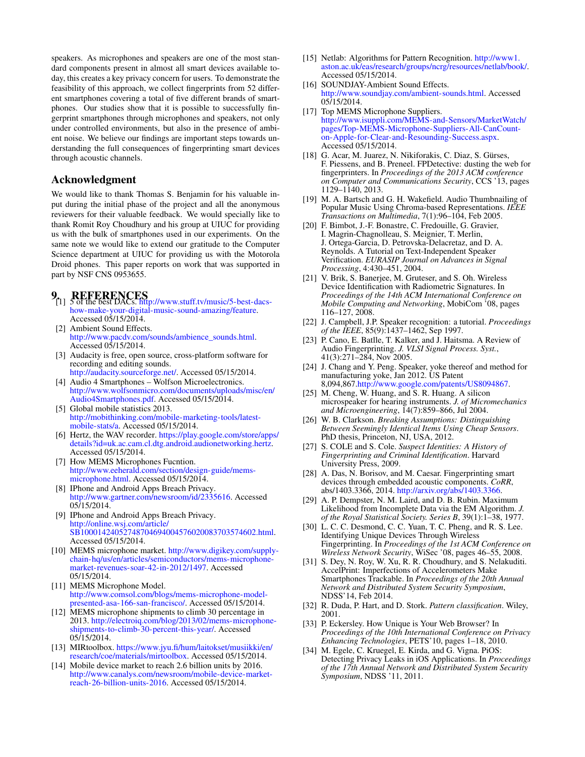speakers. As microphones and speakers are one of the most standard components present in almost all smart devices available today, this creates a key privacy concern for users. To demonstrate the feasibility of this approach, we collect fingerprints from 52 different smartphones covering a total of five different brands of smartphones. Our studies show that it is possible to successfully fingerprint smartphones through microphones and speakers, not only under controlled environments, but also in the presence of ambient noise. We believe our findings are important steps towards understanding the full consequences of fingerprinting smart devices through acoustic channels.

## Acknowledgment

We would like to thank Thomas S. Benjamin for his valuable input during the initial phase of the project and all the anonymous reviewers for their valuable feedback. We would specially like to thank Romit Roy Choudhury and his group at UIUC for providing us with the bulk of smartphones used in our experiments. On the same note we would like to extend our gratitude to the Computer Science department at UIUC for providing us with the Motorola Droid phones. This paper reports on work that was supported in part by NSF CNS 0953655.

## 9. REFERENCES

[1] 5 of the best DACs. http://www.stuff.tv/music/5-best-dacs-how-make-your-digital-music-sound-amazing/feature. Accessed 05/15/2014.

[2] Ambient Sound Effects. http://www.pacdv.com/sounds/ambience_sounds.html. Accessed 05/15/2014.

[3] Audacity is free, open source, cross-platform software for recording and editing sounds. http://audacity.sourceforge.net/. Accessed 05/15/2014.

[4] Audio 4 Smartphones – Wolfson Microelectronics. http://www.wolfsonmicro.com/documents/uploads/misc/en/Audio4Smartphones.pdf. Accessed 05/15/2014.

[5] Global mobile statistics 2013. http://mobithinking.com/mobile-marketing-tools/latest-mobile-stats/a. Accessed 05/15/2014.

[6] Hertz, the WAV recorder. https://play.google.com/store/apps/details?id=uk.ac.cam.cl.dtg.android.audionetworking.hertz. Accessed 05/15/2014.

[7] How MEMS Microphones Fucntion. http://www.eeherald.com/section/design-guide/mems-microphone.html. Accessed 05/15/2014.

[8] IPhone and Android Apps Breach Privacy. http://www.gartner.com/newsroom/id/2335616. Accessed 05/15/2014.

[9] IPhone and Android Apps Breach Privacy. http://online.wsj.com/article/SB10001424052748704694004576020083703574602.html. Accessed 05/15/2014.

[10] MEMS microphone market. http://www.digikey.com/supply-chain-hq/us/en/articles/semiconductors/mems-microphone-market-revenues-soar-42-in-2012/1497. Accessed 05/15/2014.

[11] MEMS Microphone Model. http://www.comsol.com/blogs/mems-microphone-model-presented-asa-166-san-francisco/. Accessed 05/15/2014.

[12] MEMS microphone shipments to climb 30 percentage in 2013. http://electroiq.com/blog/2013/02/mems-microphone-shipments-to-climb-30-percent-this-year/. Accessed 05/15/2014.

[13] MIRtoolbox. https://www.jyu.fi/hum/laitokset/musiikki/en/research/coe/materials/mirtoolbox. Accessed 05/15/2014.

[14] Mobile device market to reach 2.6 billion units by 2016. http://www.canalys.com/newsroom/mobile-device-market-reach-26-billion-units-2016. Accessed 05/15/2014.

[15] Netlab: Algorithms for Pattern Recognition. http://www1.aston.ac.uk/eas/research/groups/ncrg/resources/netlab/book/. Accessed 05/15/2014.

[16] SOUNDJAY-Ambient Sound Effects. http://www.soundjay.com/ambient-sounds.html. Accessed 05/15/2014.

[17] Top MEMS Microphone Suppliers. http://www.isuppli.com/MEMS-and-Sensors/MarketWatch/pages/Top-MEMS-Microphone-Suppliers-All-CanCount-on-Apple-for-Clear-and-Resounding-Success.aspx. Accessed 05/15/2014.

[18] G. Acar, M. Juarez, N. Nikiforakis, C. Diaz, S. Gürses, F. Piessens, and B. Preneel. FPDetective: dusting the web for fingerprinters. In *Proceedings of the 2013 ACM conference on Computer and Communications Security*, CCS '13, pages 1129–1140, 2013.

[19] M. A. Bartsch and G. H. Wakefield. Audio Thumbnailing of Popular Music Using Chroma-based Representations. *IEEE Transactions on Multimedia*, 7(1):96–104, Feb 2005.

[20] F. Bimbot, J.-F. Bonastre, C. Fredouille, G. Gravier, I. Magrin-Chagnolleau, S. Meignier, T. Merlin, J. Ortega-Garcia, D. Petrovska-Delacretaz, and D. A. Reynolds. A Tutorial on Text-Independent Speaker Verification. *EURASIP Journal on Advances in Signal Processing*, 4:430–451, 2004.

[21] V. Brik, S. Banerjee, M. Gruteser, and S. Oh. Wireless Device Identification with Radiometric Signatures. In *Proceedings of the 14th ACM International Conference on Mobile Computing and Networking*, MobiCom '08, pages 116–127, 2008.

[22] J. Campbell, J.P. Speaker recognition: a tutorial. *Proceedings of the IEEE*, 85(9):1437–1462, Sep 1997.

[23] P. Cano, E. Batlle, T. Kalker, and J. Haitsma. A Review of Audio Fingerprinting. *J. VLSI Signal Process. Syst.*, 41(3):271–284, Nov 2005.

[24] J. Chang and Y. Peng. Speaker, yoke thereof and method for manufacturing yoke, Jan 2012. US Patent 8,094,867.http://www.google.com/patents/US8094867.

[25] M. Cheng, W. Huang, and S. R. Huang. A silicon microspeaker for hearing instruments. *J. of Micromechanics and Microengineering*, 14(7):859–866, Jul 2004.

[26] W. B. Clarkson. *Breaking Assumptions: Distinguishing Between Seemingly Identical Items Using Cheap Sensors*. PhD thesis, Princeton, NJ, USA, 2012.

[27] S. COLE and S. Cole. *Suspect Identities: A History of Fingerprinting and Criminal Identification*. Harvard University Press, 2009.

[28] A. Das, N. Borisov, and M. Caesar. Fingerprinting smart devices through embedded acoustic components. *CoRR*, abs/1403.3366, 2014. http://arxiv.org/abs/1403.3366.

[29] A. P. Dempster, N. M. Laird, and D. B. Rubin. Maximum Likelihood from Incomplete Data via the EM Algorithm. *J. of the Royal Statistical Society. Series B*, 39(1):1–38, 1977.

[30] L. C. C. Desmond, C. C. Yuan, T. C. Pheng, and R. S. Lee. Identifying Unique Devices Through Wireless Fingerprinting. In *Proceedings of the 1st ACM Conference on Wireless Network Security*, WiSec '08, pages 46–55, 2008.

[31] S. Dey, N. Roy, W. Xu, R. R. Choudhury, and S. Nelakuditi. AccelPrint: Imperfections of Accelerometers Make Smartphones Trackable. In *Proceedings of the 20th Annual Network and Distributed System Security Symposium*, NDSS'14, Feb 2014.

[32] R. Duda, P. Hart, and D. Stork. *Pattern classification*. Wiley, 2001.

[33] P. Eckersley. How Unique is Your Web Browser? In *Proceedings of the 10th International Conference on Privacy Enhancing Technologies*, PETS'10, pages 1–18, 2010.

[34] M. Egele, C. Kruegel, E. Kirda, and G. Vigna. PiOS: Detecting Privacy Leaks in iOS Applications. In *Proceedings of the 17th Annual Network and Distributed System Security Symposium*, NDSS '11, 2011.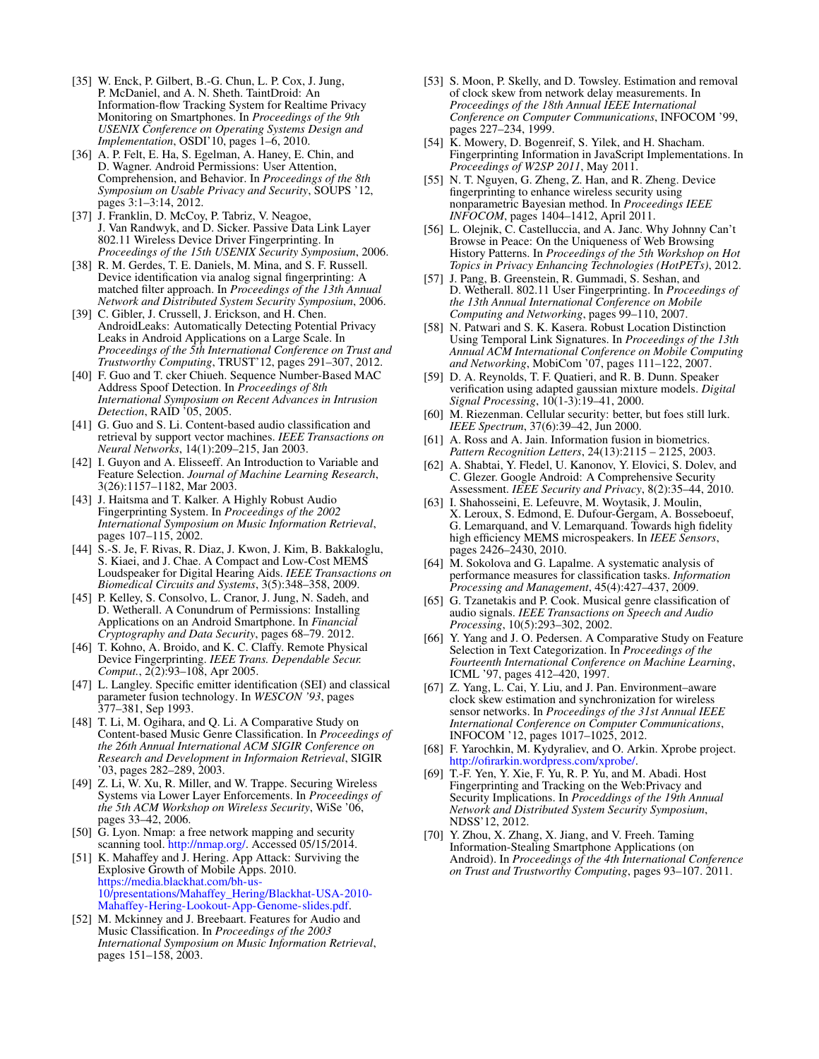[35] W. Enck, P. Gilbert, B.-G. Chun, L. P. Cox, J. Jung, P. McDaniel, and A. N. Sheth. TaintDroid: An Information-flow Tracking System for Realtime Privacy Monitoring on Smartphones. In *Proceedings of the 9th USENIX Conference on Operating Systems Design and Implementation*, OSDI'10, pages 1–6, 2010.

[36] A. P. Felt, E. Ha, S. Egelman, A. Haney, E. Chin, and D. Wagner. Android Permissions: User Attention, Comprehension, and Behavior. In *Proceedings of the 8th Symposium on Usable Privacy and Security*, SOUPS '12, pages 3:1–3:14, 2012.

[37] J. Franklin, D. McCoy, P. Tabriz, V. Neagoe, J. Van Randwyk, and D. Sicker. Passive Data Link Layer 802.11 Wireless Device Driver Fingerprinting. In *Proceedings of the 15th USENIX Security Symposium*, 2006.

[38] R. M. Gerdes, T. E. Daniels, M. Mina, and S. F. Russell. Device identification via analog signal fingerprinting: A matched filter approach. In *Proceedings of the 13th Annual Network and Distributed System Security Symposium*, 2006.

[39] C. Gibler, J. Crussell, J. Erickson, and H. Chen. AndroidLeaks: Automatically Detecting Potential Privacy Leaks in Android Applications on a Large Scale. In *Proceedings of the 5th International Conference on Trust and Trustworthy Computing*, TRUST'12, pages 291–307, 2012.

[40] F. Guo and T. cker Chiueh. Sequence Number-Based MAC Address Spoof Detection. In *Proceedings of 8th International Symposium on Recent Advances in Intrusion Detection*, RAID '05, 2005.

[41] G. Guo and S. Li. Content-based audio classification and retrieval by support vector machines. *IEEE Transactions on Neural Networks*, 14(1):209–215, Jan 2003.

[42] I. Guyon and A. Elisseeff. An Introduction to Variable and Feature Selection. *Journal of Machine Learning Research*, 3(26):1157–1182, Mar 2003.

[43] J. Haitsma and T. Kalker. A Highly Robust Audio Fingerprinting System. In *Proceedings of the 2002 International Symposium on Music Information Retrieval*, pages 107–115, 2002.

[44] S.-S. Je, F. Rivas, R. Diaz, J. Kwon, J. Kim, B. Bakkaloglu, S. Kiaei, and J. Chae. A Compact and Low-Cost MEMS Loudspeaker for Digital Hearing Aids. *IEEE Transactions on Biomedical Circuits and Systems*, 3(5):348–358, 2009.

[45] P. Kelley, S. Consolvo, L. Cranor, J. Jung, N. Sadeh, and D. Wetherall. A Conundrum of Permissions: Installing Applications on an Android Smartphone. In *Financial Cryptography and Data Security*, pages 68–79. 2012.

[46] T. Kohno, A. Broido, and K. C. Claffy. Remote Physical Device Fingerprinting. *IEEE Trans. Dependable Secur. Comput.*, 2(2):93–108, Apr 2005.

[47] L. Langley. Specific emitter identification (SEI) and classical parameter fusion technology. In *WESCON '93*, pages 377–381, Sep 1993.

[48] T. Li, M. Ogihara, and Q. Li. A Comparative Study on Content-based Music Genre Classification. In *Proceedings of the 26th Annual International ACM SIGIR Conference on Research and Development in Informaion Retrieval*, SIGIR '03, pages 282–289, 2003.

[49] Z. Li, W. Xu, R. Miller, and W. Trappe. Securing Wireless Systems via Lower Layer Enforcements. In *Proceedings of the 5th ACM Workshop on Wireless Security*, WiSe '06, pages 33–42, 2006.

[50] G. Lyon. Nmap: a free network mapping and security scanning tool. http://nmap.org/. Accessed 05/15/2014.

[51] K. Mahaffey and J. Hering. App Attack: Surviving the Explosive Growth of Mobile Apps. 2010. https://media.blackhat.com/bh-us-10/presentations/Mahaffey_Hering/Blackhat-USA-2010-Mahaffey-Hering-Lookout-App-Genome-slides.pdf.

[52] M. Mckinney and J. Breebaart. Features for Audio and Music Classification. In *Proceedings of the 2003 International Symposium on Music Information Retrieval*, pages 151–158, 2003.

[53] S. Moon, P. Skelly, and D. Towsley. Estimation and removal of clock skew from network delay measurements. In *Proceedings of the 18th Annual IEEE International Conference on Computer Communications*, INFOCOM '99, pages 227–234, 1999.

[54] K. Mowery, D. Bogenreif, S. Yilek, and H. Shacham. Fingerprinting Information in JavaScript Implementations. In *Proceedings of W2SP 2011*, May 2011.

[55] N. T. Nguyen, G. Zheng, Z. Han, and R. Zheng. Device fingerprinting to enhance wireless security using nonparametric Bayesian method. In *Proceedings IEEE INFOCOM*, pages 1404–1412, April 2011.

[56] L. Olejnik, C. Castelluccia, and A. Janc. Why Johnny Can't Browse in Peace: On the Uniqueness of Web Browsing History Patterns. In *Proceedings of the 5th Workshop on Hot Topics in Privacy Enhancing Technologies (HotPETs)*, 2012.

[57] J. Pang, B. Greenstein, R. Gummadi, S. Seshan, and D. Wetherall. 802.11 User Fingerprinting. In *Proceedings of the 13th Annual International Conference on Mobile Computing and Networking*, pages 99–110, 2007.

[58] N. Patwari and S. K. Kasera. Robust Location Distinction Using Temporal Link Signatures. In *Proceedings of the 13th Annual ACM International Conference on Mobile Computing and Networking*, MobiCom '07, pages 111–122, 2007.

[59] D. A. Reynolds, T. F. Quatieri, and R. B. Dunn. Speaker verification using adapted gaussian mixture models. *Digital Signal Processing*, 10(1-3):19–41, 2000.

[60] M. Riezenman. Cellular security: better, but foes still lurk. *IEEE Spectrum*, 37(6):39–42, Jun 2000.

[61] A. Ross and A. Jain. Information fusion in biometrics. *Pattern Recognition Letters*, 24(13):2115 – 2125, 2003.

[62] A. Shabtai, Y. Fledel, U. Kanonov, Y. Elovici, S. Dolev, and C. Glezer. Google Android: A Comprehensive Security Assessment. *IEEE Security and Privacy*, 8(2):35–44, 2010.

[63] I. Shahosseini, E. Lefeuvre, M. Woytasik, J. Moulin, X. Leroux, S. Edmond, E. Dufour-Gergam, A. Bosseboeuf, G. Lemarquand, and V. Lemarquand. Towards high fidelity high efficiency MEMS microspeakers. In *IEEE Sensors*, pages 2426–2430, 2010.

[64] M. Sokolova and G. Lapalme. A systematic analysis of performance measures for classification tasks. *Information Processing and Management*, 45(4):427–437, 2009.

[65] G. Tzanetakis and P. Cook. Musical genre classification of audio signals. *IEEE Transactions on Speech and Audio Processing*, 10(5):293–302, 2002.

[66] Y. Yang and J. O. Pedersen. A Comparative Study on Feature Selection in Text Categorization. In *Proceedings of the Fourteenth International Conference on Machine Learning*, ICML '97, pages 412–420, 1997.

[67] Z. Yang, L. Cai, Y. Liu, and J. Pan. Environment–aware clock skew estimation and synchronization for wireless sensor networks. In *Proceedings of the 31st Annual IEEE International Conference on Computer Communications*, INFOCOM '12, pages 1017–1025, 2012.

[68] F. Yarochkin, M. Kydyraliev, and O. Arkin. Xprobe project. http://ofirarkin.wordpress.com/xprobe/.

[69] T.-F. Yen, Y. Xie, F. Yu, R. P. Yu, and M. Abadi. Host Fingerprinting and Tracking on the Web:Privacy and Security Implications. In *Proceddings of the 19th Annual Network and Distributed System Security Symposium*, NDSS'12, 2012.

[70] Y. Zhou, X. Zhang, X. Jiang, and V. Freeh. Taming Information-Stealing Smartphone Applications (on Android). In *Proceedings of the 4th International Conference on Trust and Trustworthy Computing*, pages 93–107. 2011.